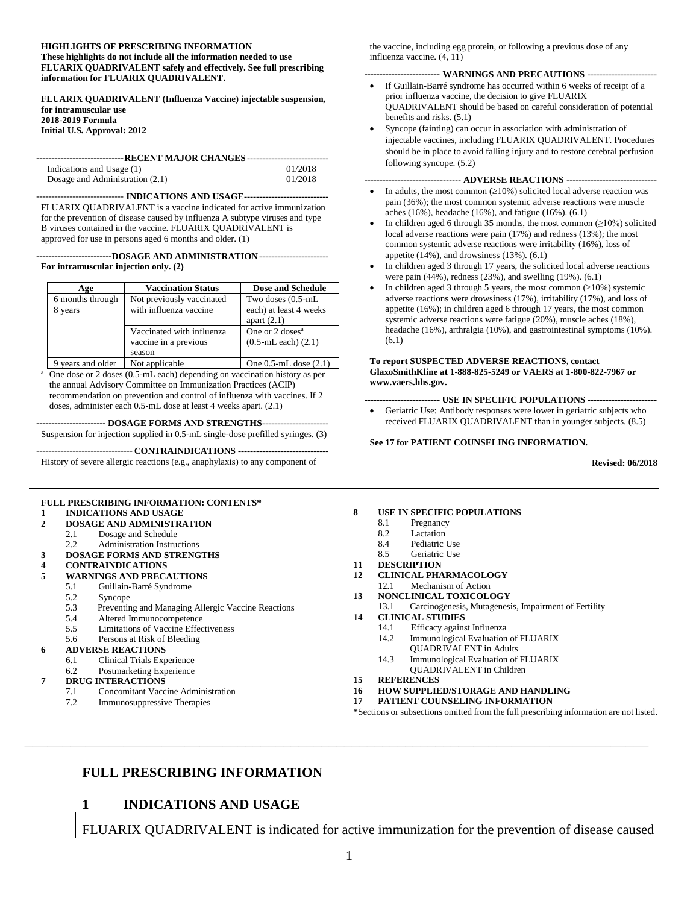**HIGHLIGHTS OF PRESCRIBING INFORMATION**
**These highlights do not include all the information needed to use FLUARIX QUADRIVALENT safely and effectively. See full prescribing information for FLUARIX QUADRIVALENT.**

**FLUARIX QUADRIVALENT (Influenza Vaccine) injectable suspension, for intramuscular use**
**2018-2019 Formula**
**Initial U.S. Approval: 2012**

**RECENT MAJOR CHANGES**

| | |
|---|---|
| Indications and Usage (1) | 01/2018 |
| Dosage and Administration (2.1) | 01/2018 |

**INDICATIONS AND USAGE**

FLUARIX QUADRIVALENT is a vaccine indicated for active immunization for the prevention of disease caused by influenza A subtype viruses and type B viruses contained in the vaccine. FLUARIX QUADRIVALENT is approved for use in persons aged 6 months and older. (1)

**DOSAGE AND ADMINISTRATION**

**For intramuscular injection only. (2)**

| Age | Vaccination Status | Dose and Schedule |
|---|---|---|
| 6 months through 8 years | Not previously vaccinated with influenza vaccine | Two doses (0.5-mL each) at least 4 weeks apart (2.1) |
| | Vaccinated with influenza vaccine in a previous season | One or 2 doses[a] (0.5-mL each) (2.1) |
| 9 years and older | Not applicable | One 0.5-mL dose (2.1) |

[a] One dose or 2 doses (0.5-mL each) depending on vaccination history as per the annual Advisory Committee on Immunization Practices (ACIP) recommendation on prevention and control of influenza with vaccines. If 2 doses, administer each 0.5-mL dose at least 4 weeks apart. (2.1)

**DOSAGE FORMS AND STRENGTHS**

Suspension for injection supplied in 0.5-mL single-dose prefilled syringes. (3)

**CONTRAINDICATIONS**

History of severe allergic reactions (e.g., anaphylaxis) to any component of the vaccine, including egg protein, or following a previous dose of any influenza vaccine. (4, 11)

**WARNINGS AND PRECAUTIONS**

- If Guillain-Barré syndrome has occurred within 6 weeks of receipt of a prior influenza vaccine, the decision to give FLUARIX QUADRIVALENT should be based on careful consideration of potential benefits and risks. (5.1)
- Syncope (fainting) can occur in association with administration of injectable vaccines, including FLUARIX QUADRIVALENT. Procedures should be in place to avoid falling injury and to restore cerebral perfusion following syncope. (5.2)

**ADVERSE REACTIONS**

- In adults, the most common (≥10%) solicited local adverse reaction was pain (36%); the most common systemic adverse reactions were muscle aches (16%), headache (16%), and fatigue (16%). (6.1)
- In children aged 6 through 35 months, the most common (≥10%) solicited local adverse reactions were pain (17%) and redness (13%); the most common systemic adverse reactions were irritability (16%), loss of appetite (14%), and drowsiness (13%). (6.1)
- In children aged 3 through 17 years, the solicited local adverse reactions were pain (44%), redness (23%), and swelling (19%). (6.1)
- In children aged 3 through 5 years, the most common (≥10%) systemic adverse reactions were drowsiness (17%), irritability (17%), and loss of appetite (16%); in children aged 6 through 17 years, the most common systemic adverse reactions were fatigue (20%), muscle aches (18%), headache (16%), arthralgia (10%), and gastrointestinal symptoms (10%). (6.1)

**To report SUSPECTED ADVERSE REACTIONS, contact GlaxoSmithKline at 1-888-825-5249 or VAERS at 1-800-822-7967 or www.vaers.hhs.gov.**

**USE IN SPECIFIC POPULATIONS**

- Geriatric Use: Antibody responses were lower in geriatric subjects who received FLUARIX QUADRIVALENT than in younger subjects. (8.5)

**See 17 for PATIENT COUNSELING INFORMATION.**

**Revised: 06/2018**

---

**FULL PRESCRIBING INFORMATION: CONTENTS***

**1 INDICATIONS AND USAGE**
**2 DOSAGE AND ADMINISTRATION**
- 2.1 Dosage and Schedule
- 2.2 Administration Instructions

**3 DOSAGE FORMS AND STRENGTHS**
**4 CONTRAINDICATIONS**
**5 WARNINGS AND PRECAUTIONS**
- 5.1 Guillain-Barré Syndrome
- 5.2 Syncope
- 5.3 Preventing and Managing Allergic Vaccine Reactions
- 5.4 Altered Immunocompetence
- 5.5 Limitations of Vaccine Effectiveness
- 5.6 Persons at Risk of Bleeding

**6 ADVERSE REACTIONS**
- 6.1 Clinical Trials Experience
- 6.2 Postmarketing Experience

**7 DRUG INTERACTIONS**
- 7.1 Concomitant Vaccine Administration
- 7.2 Immunosuppressive Therapies

**8 USE IN SPECIFIC POPULATIONS**
- 8.1 Pregnancy
- 8.2 Lactation
- 8.4 Pediatric Use
- 8.5 Geriatric Use

**11 DESCRIPTION**
**12 CLINICAL PHARMACOLOGY**
- 12.1 Mechanism of Action

**13 NONCLINICAL TOXICOLOGY**
- 13.1 Carcinogenesis, Mutagenesis, Impairment of Fertility

**14 CLINICAL STUDIES**
- 14.1 Efficacy against Influenza
- 14.2 Immunological Evaluation of FLUARIX QUADRIVALENT in Adults
- 14.3 Immunological Evaluation of FLUARIX QUADRIVALENT in Children

**15 REFERENCES**
**16 HOW SUPPLIED/STORAGE AND HANDLING**
**17 PATIENT COUNSELING INFORMATION**

*Sections or subsections omitted from the full prescribing information are not listed.

# FULL PRESCRIBING INFORMATION

## 1 INDICATIONS AND USAGE

FLUARIX QUADRIVALENT is indicated for active immunization for the prevention of disease caused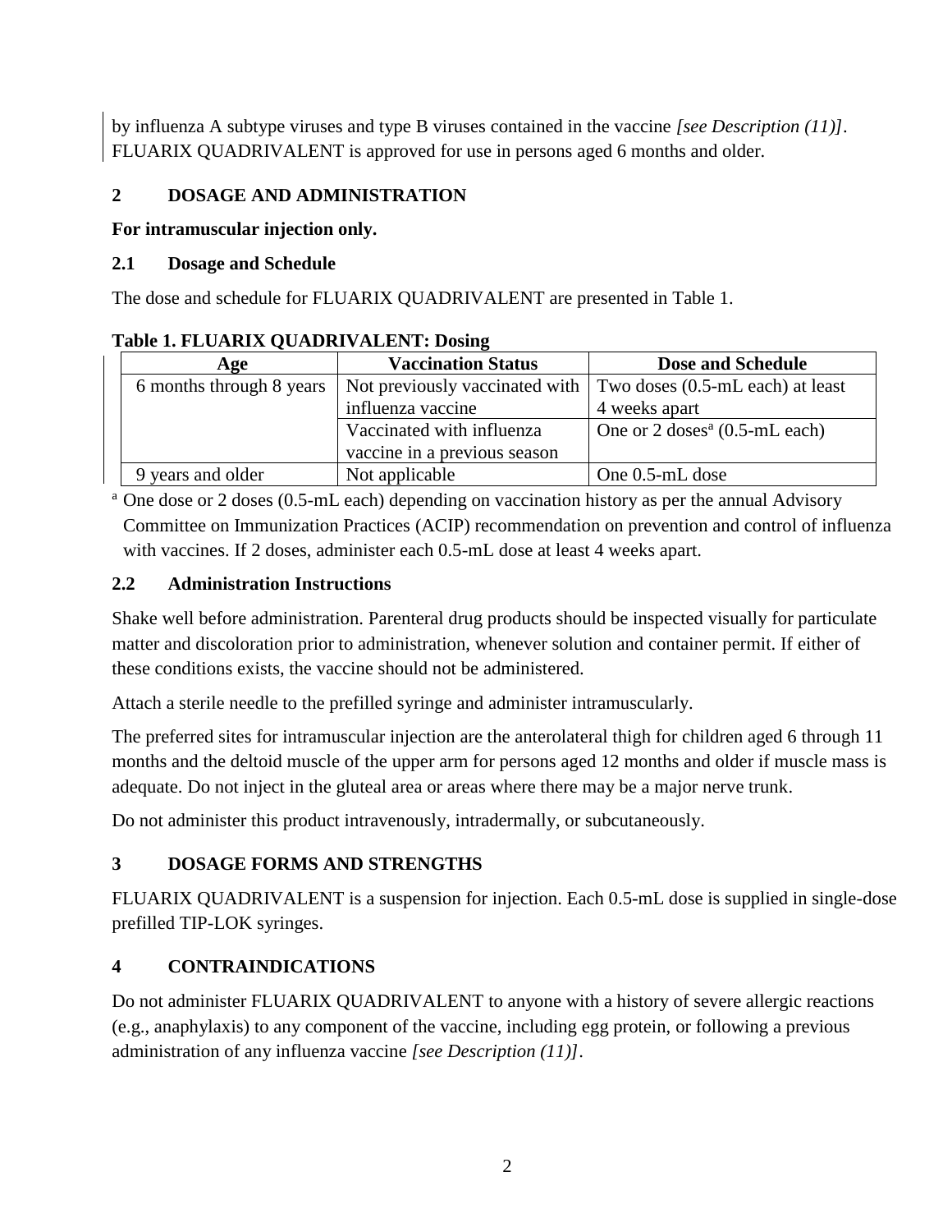by influenza A subtype viruses and type B viruses contained in the vaccine *[see Description (11)]*. FLUARIX QUADRIVALENT is approved for use in persons aged 6 months and older.

## 2 DOSAGE AND ADMINISTRATION

**For intramuscular injection only.**

### 2.1 Dosage and Schedule

The dose and schedule for FLUARIX QUADRIVALENT are presented in Table 1.

**Table 1. FLUARIX QUADRIVALENT: Dosing**

| Age | Vaccination Status | Dose and Schedule |
|---|---|---|
| 6 months through 8 years | Not previously vaccinated with influenza vaccine | Two doses (0.5-mL each) at least 4 weeks apart |
| | Vaccinated with influenza vaccine in a previous season | One or 2 doses[a] (0.5-mL each) |
| 9 years and older | Not applicable | One 0.5-mL dose |

[a] One dose or 2 doses (0.5-mL each) depending on vaccination history as per the annual Advisory Committee on Immunization Practices (ACIP) recommendation on prevention and control of influenza with vaccines. If 2 doses, administer each 0.5-mL dose at least 4 weeks apart.

### 2.2 Administration Instructions

Shake well before administration. Parenteral drug products should be inspected visually for particulate matter and discoloration prior to administration, whenever solution and container permit. If either of these conditions exists, the vaccine should not be administered.

Attach a sterile needle to the prefilled syringe and administer intramuscularly.

The preferred sites for intramuscular injection are the anterolateral thigh for children aged 6 through 11 months and the deltoid muscle of the upper arm for persons aged 12 months and older if muscle mass is adequate. Do not inject in the gluteal area or areas where there may be a major nerve trunk.

Do not administer this product intravenously, intradermally, or subcutaneously.

## 3 DOSAGE FORMS AND STRENGTHS

FLUARIX QUADRIVALENT is a suspension for injection. Each 0.5-mL dose is supplied in single-dose prefilled TIP-LOK syringes.

## 4 CONTRAINDICATIONS

Do not administer FLUARIX QUADRIVALENT to anyone with a history of severe allergic reactions (e.g., anaphylaxis) to any component of the vaccine, including egg protein, or following a previous administration of any influenza vaccine *[see Description (11)]*.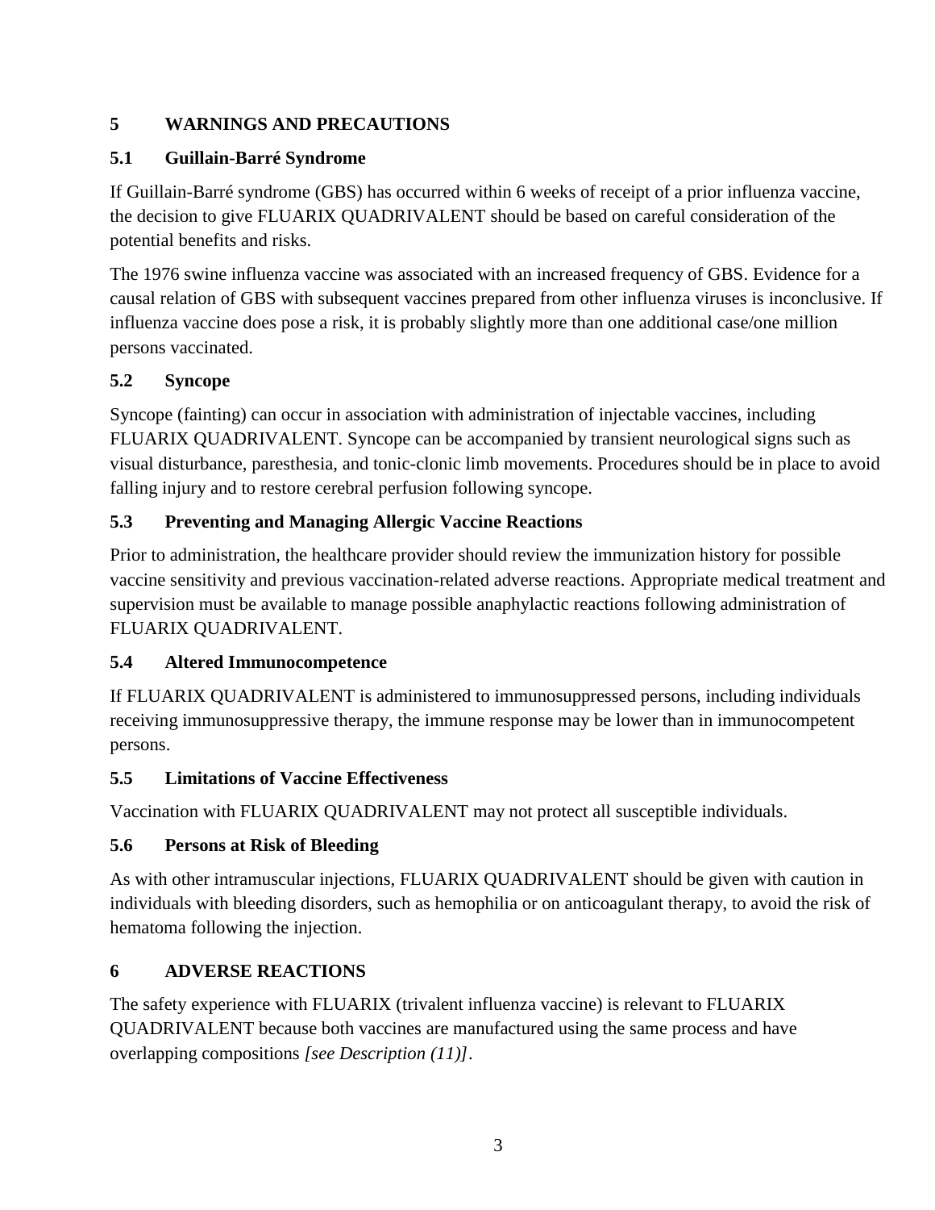## 5 WARNINGS AND PRECAUTIONS

### 5.1 Guillain-Barré Syndrome

If Guillain-Barré syndrome (GBS) has occurred within 6 weeks of receipt of a prior influenza vaccine, the decision to give FLUARIX QUADRIVALENT should be based on careful consideration of the potential benefits and risks.

The 1976 swine influenza vaccine was associated with an increased frequency of GBS. Evidence for a causal relation of GBS with subsequent vaccines prepared from other influenza viruses is inconclusive. If influenza vaccine does pose a risk, it is probably slightly more than one additional case/one million persons vaccinated.

### 5.2 Syncope

Syncope (fainting) can occur in association with administration of injectable vaccines, including FLUARIX QUADRIVALENT. Syncope can be accompanied by transient neurological signs such as visual disturbance, paresthesia, and tonic-clonic limb movements. Procedures should be in place to avoid falling injury and to restore cerebral perfusion following syncope.

### 5.3 Preventing and Managing Allergic Vaccine Reactions

Prior to administration, the healthcare provider should review the immunization history for possible vaccine sensitivity and previous vaccination-related adverse reactions. Appropriate medical treatment and supervision must be available to manage possible anaphylactic reactions following administration of FLUARIX QUADRIVALENT.

### 5.4 Altered Immunocompetence

If FLUARIX QUADRIVALENT is administered to immunosuppressed persons, including individuals receiving immunosuppressive therapy, the immune response may be lower than in immunocompetent persons.

### 5.5 Limitations of Vaccine Effectiveness

Vaccination with FLUARIX QUADRIVALENT may not protect all susceptible individuals.

### 5.6 Persons at Risk of Bleeding

As with other intramuscular injections, FLUARIX QUADRIVALENT should be given with caution in individuals with bleeding disorders, such as hemophilia or on anticoagulant therapy, to avoid the risk of hematoma following the injection.

## 6 ADVERSE REACTIONS

The safety experience with FLUARIX (trivalent influenza vaccine) is relevant to FLUARIX QUADRIVALENT because both vaccines are manufactured using the same process and have overlapping compositions *[see Description (11)]*.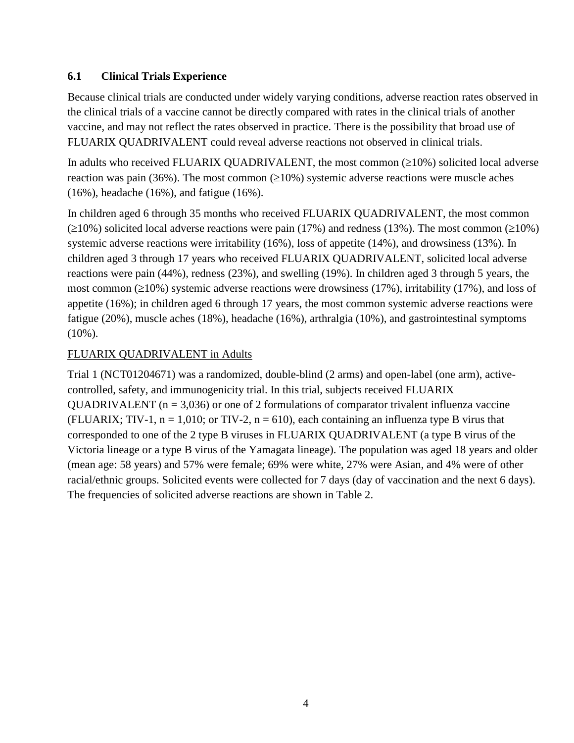### 6.1 Clinical Trials Experience

Because clinical trials are conducted under widely varying conditions, adverse reaction rates observed in the clinical trials of a vaccine cannot be directly compared with rates in the clinical trials of another vaccine, and may not reflect the rates observed in practice. There is the possibility that broad use of FLUARIX QUADRIVALENT could reveal adverse reactions not observed in clinical trials.

In adults who received FLUARIX QUADRIVALENT, the most common (≥10%) solicited local adverse reaction was pain (36%). The most common (≥10%) systemic adverse reactions were muscle aches (16%), headache (16%), and fatigue (16%).

In children aged 6 through 35 months who received FLUARIX QUADRIVALENT, the most common (≥10%) solicited local adverse reactions were pain (17%) and redness (13%). The most common (≥10%) systemic adverse reactions were irritability (16%), loss of appetite (14%), and drowsiness (13%). In children aged 3 through 17 years who received FLUARIX QUADRIVALENT, solicited local adverse reactions were pain (44%), redness (23%), and swelling (19%). In children aged 3 through 5 years, the most common (≥10%) systemic adverse reactions were drowsiness (17%), irritability (17%), and loss of appetite (16%); in children aged 6 through 17 years, the most common systemic adverse reactions were fatigue (20%), muscle aches (18%), headache (16%), arthralgia (10%), and gastrointestinal symptoms (10%).

FLUARIX QUADRIVALENT in Adults

Trial 1 (NCT01204671) was a randomized, double-blind (2 arms) and open-label (one arm), active-controlled, safety, and immunogenicity trial. In this trial, subjects received FLUARIX QUADRIVALENT (n = 3,036) or one of 2 formulations of comparator trivalent influenza vaccine (FLUARIX; TIV-1, n = 1,010; or TIV-2, n = 610), each containing an influenza type B virus that corresponded to one of the 2 type B viruses in FLUARIX QUADRIVALENT (a type B virus of the Victoria lineage or a type B virus of the Yamagata lineage). The population was aged 18 years and older (mean age: 58 years) and 57% were female; 69% were white, 27% were Asian, and 4% were of other racial/ethnic groups. Solicited events were collected for 7 days (day of vaccination and the next 6 days). The frequencies of solicited adverse reactions are shown in Table 2.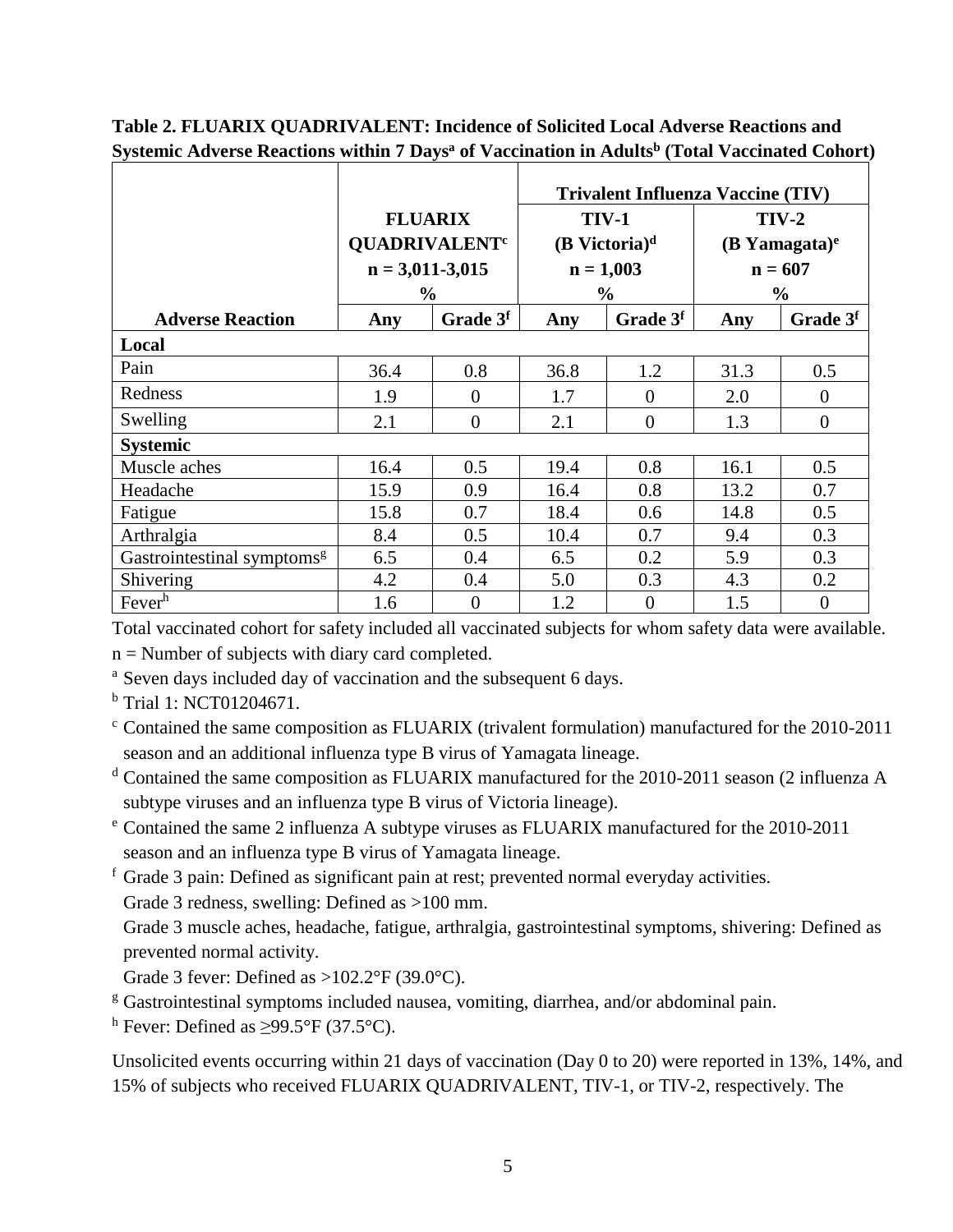**Table 2. FLUARIX QUADRIVALENT: Incidence of Solicited Local Adverse Reactions and Systemic Adverse Reactions within 7 Days[a] of Vaccination in Adults[b] (Total Vaccinated Cohort)**

| | FLUARIX QUADRIVALENT[c] n = 3,011-3,015 % | | Trivalent Influenza Vaccine (TIV) TIV-1 (B Victoria)[d] n = 1,003 % | | Trivalent Influenza Vaccine (TIV) TIV-2 (B Yamagata)[e] n = 607 % | |
|---|---|---|---|---|---|---|
| **Adverse Reaction** | **Any** | **Grade 3[f]** | **Any** | **Grade 3[f]** | **Any** | **Grade 3[f]** |
| **Local** | | | | | | |
| Pain | 36.4 | 0.8 | 36.8 | 1.2 | 31.3 | 0.5 |
| Redness | 1.9 | 0 | 1.7 | 0 | 2.0 | 0 |
| Swelling | 2.1 | 0 | 2.1 | 0 | 1.3 | 0 |
| **Systemic** | | | | | | |
| Muscle aches | 16.4 | 0.5 | 19.4 | 0.8 | 16.1 | 0.5 |
| Headache | 15.9 | 0.9 | 16.4 | 0.8 | 13.2 | 0.7 |
| Fatigue | 15.8 | 0.7 | 18.4 | 0.6 | 14.8 | 0.5 |
| Arthralgia | 8.4 | 0.5 | 10.4 | 0.7 | 9.4 | 0.3 |
| Gastrointestinal symptoms[g] | 6.5 | 0.4 | 6.5 | 0.2 | 5.9 | 0.3 |
| Shivering | 4.2 | 0.4 | 5.0 | 0.3 | 4.3 | 0.2 |
| Fever[h] | 1.6 | 0 | 1.2 | 0 | 1.5 | 0 |

Total vaccinated cohort for safety included all vaccinated subjects for whom safety data were available.

n = Number of subjects with diary card completed.

[a] Seven days included day of vaccination and the subsequent 6 days.

[b] Trial 1: NCT01204671.

[c] Contained the same composition as FLUARIX (trivalent formulation) manufactured for the 2010-2011 season and an additional influenza type B virus of Yamagata lineage.

[d] Contained the same composition as FLUARIX manufactured for the 2010-2011 season (2 influenza A subtype viruses and an influenza type B virus of Victoria lineage).

[e] Contained the same 2 influenza A subtype viruses as FLUARIX manufactured for the 2010-2011 season and an influenza type B virus of Yamagata lineage.

[f] Grade 3 pain: Defined as significant pain at rest; prevented normal everyday activities.
Grade 3 redness, swelling: Defined as >100 mm.
Grade 3 muscle aches, headache, fatigue, arthralgia, gastrointestinal symptoms, shivering: Defined as prevented normal activity.
Grade 3 fever: Defined as >102.2°F (39.0°C).

[g] Gastrointestinal symptoms included nausea, vomiting, diarrhea, and/or abdominal pain.

[h] Fever: Defined as ≥99.5°F (37.5°C).

Unsolicited events occurring within 21 days of vaccination (Day 0 to 20) were reported in 13%, 14%, and 15% of subjects who received FLUARIX QUADRIVALENT, TIV-1, or TIV-2, respectively. The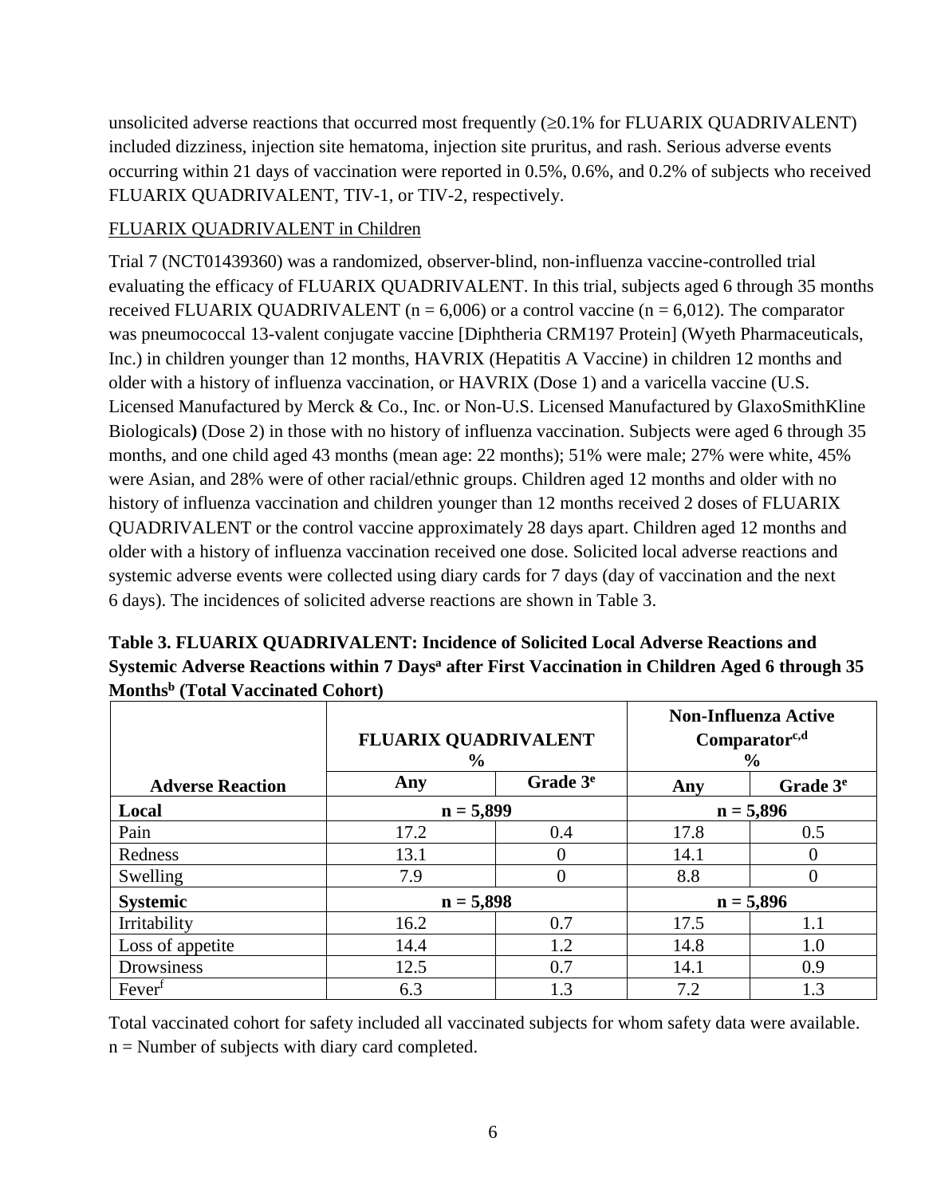unsolicited adverse reactions that occurred most frequently (≥0.1% for FLUARIX QUADRIVALENT) included dizziness, injection site hematoma, injection site pruritus, and rash. Serious adverse events occurring within 21 days of vaccination were reported in 0.5%, 0.6%, and 0.2% of subjects who received FLUARIX QUADRIVALENT, TIV-1, or TIV-2, respectively.

FLUARIX QUADRIVALENT in Children

Trial 7 (NCT01439360) was a randomized, observer-blind, non-influenza vaccine-controlled trial evaluating the efficacy of FLUARIX QUADRIVALENT. In this trial, subjects aged 6 through 35 months received FLUARIX QUADRIVALENT (n = 6,006) or a control vaccine (n = 6,012). The comparator was pneumococcal 13-valent conjugate vaccine [Diphtheria CRM197 Protein] (Wyeth Pharmaceuticals, Inc.) in children younger than 12 months, HAVRIX (Hepatitis A Vaccine) in children 12 months and older with a history of influenza vaccination, or HAVRIX (Dose 1) and a varicella vaccine (U.S. Licensed Manufactured by Merck & Co., Inc. or Non-U.S. Licensed Manufactured by GlaxoSmithKline Biologicals**)** (Dose 2) in those with no history of influenza vaccination. Subjects were aged 6 through 35 months, and one child aged 43 months (mean age: 22 months); 51% were male; 27% were white, 45% were Asian, and 28% were of other racial/ethnic groups. Children aged 12 months and older with no history of influenza vaccination and children younger than 12 months received 2 doses of FLUARIX QUADRIVALENT or the control vaccine approximately 28 days apart. Children aged 12 months and older with a history of influenza vaccination received one dose. Solicited local adverse reactions and systemic adverse events were collected using diary cards for 7 days (day of vaccination and the next 6 days). The incidences of solicited adverse reactions are shown in Table 3.

**Table 3. FLUARIX QUADRIVALENT: Incidence of Solicited Local Adverse Reactions and Systemic Adverse Reactions within 7 Days[a] after First Vaccination in Children Aged 6 through 35 Months[b] (Total Vaccinated Cohort)**

| | FLUARIX QUADRIVALENT % | | Non-Influenza Active Comparator[c,d] % | |
|---|---|---|---|---|
| **Adverse Reaction** | **Any** | **Grade 3[e]** | **Any** | **Grade 3[e]** |
| **Local** | n = 5,899 | | n = 5,896 | |
| Pain | 17.2 | 0.4 | 17.8 | 0.5 |
| Redness | 13.1 | 0 | 14.1 | 0 |
| Swelling | 7.9 | 0 | 8.8 | 0 |
| **Systemic** | n = 5,898 | | n = 5,896 | |
| Irritability | 16.2 | 0.7 | 17.5 | 1.1 |
| Loss of appetite | 14.4 | 1.2 | 14.8 | 1.0 |
| Drowsiness | 12.5 | 0.7 | 14.1 | 0.9 |
| Fever[f] | 6.3 | 1.3 | 7.2 | 1.3 |

Total vaccinated cohort for safety included all vaccinated subjects for whom safety data were available.
n = Number of subjects with diary card completed.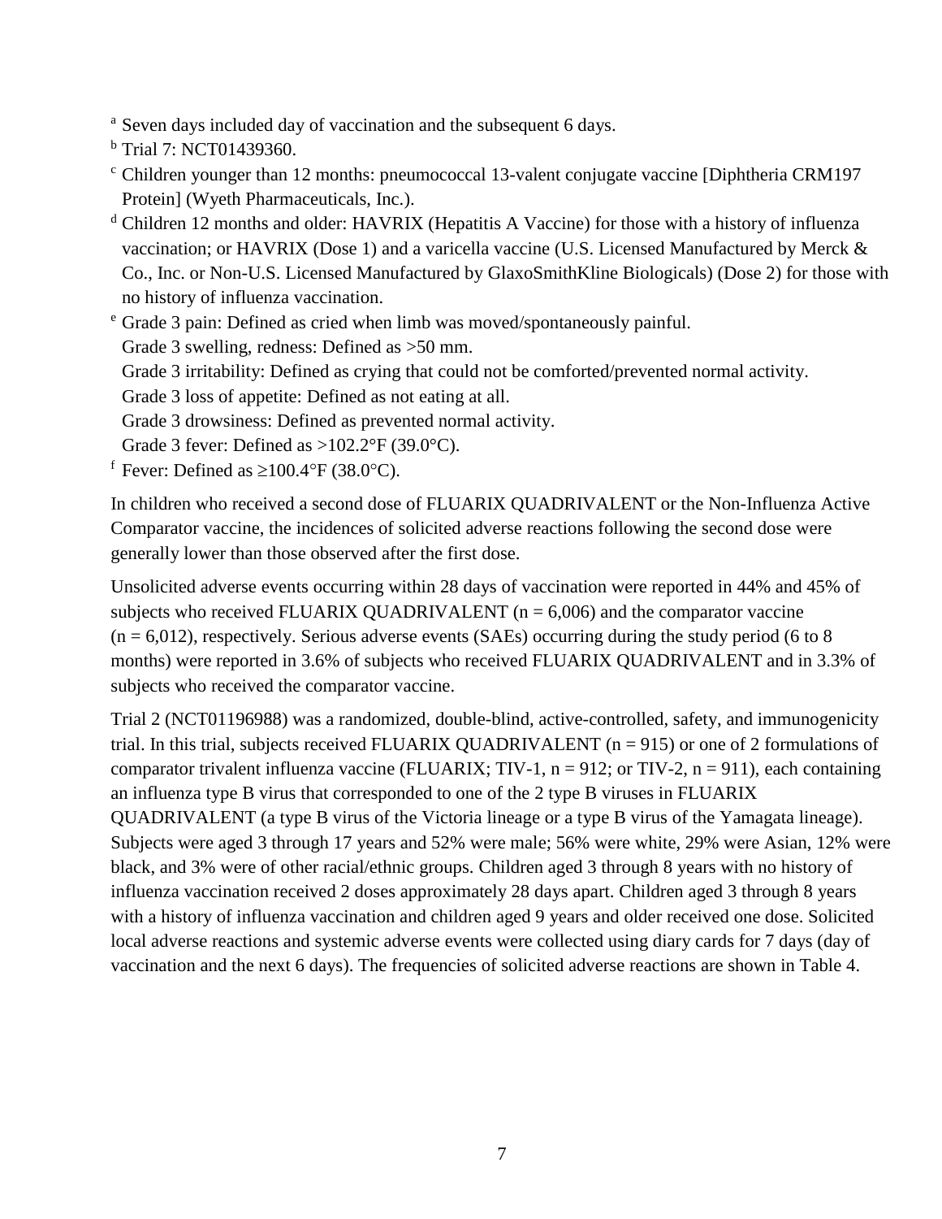[a] Seven days included day of vaccination and the subsequent 6 days.

[b] Trial 7: NCT01439360.

[c] Children younger than 12 months: pneumococcal 13-valent conjugate vaccine [Diphtheria CRM197 Protein] (Wyeth Pharmaceuticals, Inc.).

[d] Children 12 months and older: HAVRIX (Hepatitis A Vaccine) for those with a history of influenza vaccination; or HAVRIX (Dose 1) and a varicella vaccine (U.S. Licensed Manufactured by Merck & Co., Inc. or Non-U.S. Licensed Manufactured by GlaxoSmithKline Biologicals) (Dose 2) for those with no history of influenza vaccination.

[e] Grade 3 pain: Defined as cried when limb was moved/spontaneously painful.
Grade 3 swelling, redness: Defined as >50 mm.
Grade 3 irritability: Defined as crying that could not be comforted/prevented normal activity.
Grade 3 loss of appetite: Defined as not eating at all.
Grade 3 drowsiness: Defined as prevented normal activity.
Grade 3 fever: Defined as >102.2°F (39.0°C).

[f] Fever: Defined as ≥100.4°F (38.0°C).

In children who received a second dose of FLUARIX QUADRIVALENT or the Non-Influenza Active Comparator vaccine, the incidences of solicited adverse reactions following the second dose were generally lower than those observed after the first dose.

Unsolicited adverse events occurring within 28 days of vaccination were reported in 44% and 45% of subjects who received FLUARIX QUADRIVALENT (n = 6,006) and the comparator vaccine (n = 6,012), respectively. Serious adverse events (SAEs) occurring during the study period (6 to 8 months) were reported in 3.6% of subjects who received FLUARIX QUADRIVALENT and in 3.3% of subjects who received the comparator vaccine.

Trial 2 (NCT01196988) was a randomized, double-blind, active-controlled, safety, and immunogenicity trial. In this trial, subjects received FLUARIX QUADRIVALENT (n = 915) or one of 2 formulations of comparator trivalent influenza vaccine (FLUARIX; TIV-1, n = 912; or TIV-2, n = 911), each containing an influenza type B virus that corresponded to one of the 2 type B viruses in FLUARIX QUADRIVALENT (a type B virus of the Victoria lineage or a type B virus of the Yamagata lineage). Subjects were aged 3 through 17 years and 52% were male; 56% were white, 29% were Asian, 12% were black, and 3% were of other racial/ethnic groups. Children aged 3 through 8 years with no history of influenza vaccination received 2 doses approximately 28 days apart. Children aged 3 through 8 years with a history of influenza vaccination and children aged 9 years and older received one dose. Solicited local adverse reactions and systemic adverse events were collected using diary cards for 7 days (day of vaccination and the next 6 days). The frequencies of solicited adverse reactions are shown in Table 4.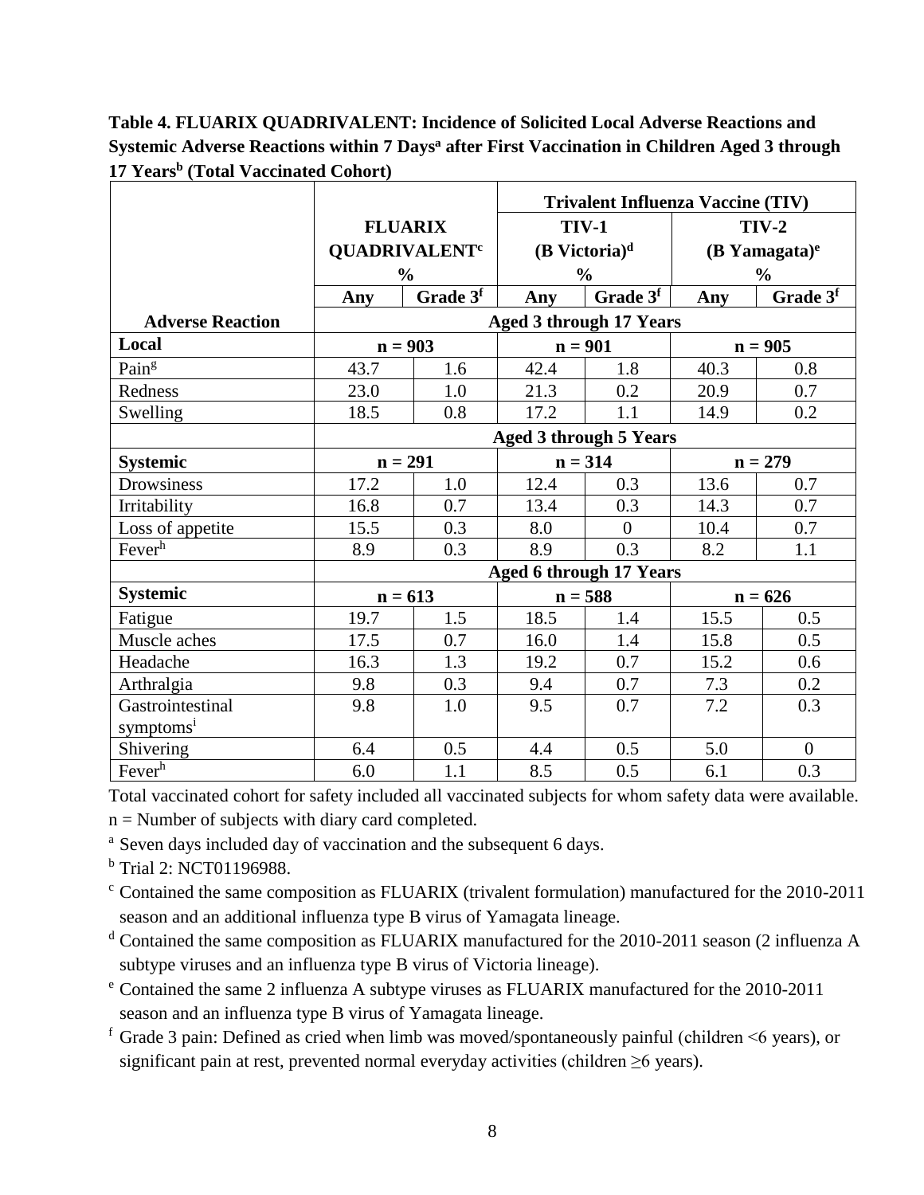**Table 4. FLUARIX QUADRIVALENT: Incidence of Solicited Local Adverse Reactions and Systemic Adverse Reactions within 7 Days[a] after First Vaccination in Children Aged 3 through 17 Years[b] (Total Vaccinated Cohort)**

| | | | Trivalent Influenza Vaccine (TIV) | | | |
|---|---|---|---|---|---|---|
| | FLUARIX QUADRIVALENT[c] % | | TIV-1 (B Victoria)[d] % | | TIV-2 (B Yamagata)[e] % | |
| | Any | Grade 3[f] | Any | Grade 3[f] | Any | Grade 3[f] |
| **Adverse Reaction** | **Aged 3 through 17 Years** | | | | | |
| **Local** | **n = 903** | | **n = 901** | | **n = 905** | |
| Pain[g] | 43.7 | 1.6 | 42.4 | 1.8 | 40.3 | 0.8 |
| Redness | 23.0 | 1.0 | 21.3 | 0.2 | 20.9 | 0.7 |
| Swelling | 18.5 | 0.8 | 17.2 | 1.1 | 14.9 | 0.2 |
| | **Aged 3 through 5 Years** | | | | | |
| **Systemic** | **n = 291** | | **n = 314** | | **n = 279** | |
| Drowsiness | 17.2 | 1.0 | 12.4 | 0.3 | 13.6 | 0.7 |
| Irritability | 16.8 | 0.7 | 13.4 | 0.3 | 14.3 | 0.7 |
| Loss of appetite | 15.5 | 0.3 | 8.0 | 0 | 10.4 | 0.7 |
| Fever[h] | 8.9 | 0.3 | 8.9 | 0.3 | 8.2 | 1.1 |
| | **Aged 6 through 17 Years** | | | | | |
| **Systemic** | **n = 613** | | **n = 588** | | **n = 626** | |
| Fatigue | 19.7 | 1.5 | 18.5 | 1.4 | 15.5 | 0.5 |
| Muscle aches | 17.5 | 0.7 | 16.0 | 1.4 | 15.8 | 0.5 |
| Headache | 16.3 | 1.3 | 19.2 | 0.7 | 15.2 | 0.6 |
| Arthralgia | 9.8 | 0.3 | 9.4 | 0.7 | 7.3 | 0.2 |
| Gastrointestinal symptoms[i] | 9.8 | 1.0 | 9.5 | 0.7 | 7.2 | 0.3 |
| Shivering | 6.4 | 0.5 | 4.4 | 0.5 | 5.0 | 0 |
| Fever[h] | 6.0 | 1.1 | 8.5 | 0.5 | 6.1 | 0.3 |

Total vaccinated cohort for safety included all vaccinated subjects for whom safety data were available.

n = Number of subjects with diary card completed.

[a] Seven days included day of vaccination and the subsequent 6 days.

[b] Trial 2: NCT01196988.

[c] Contained the same composition as FLUARIX (trivalent formulation) manufactured for the 2010-2011 season and an additional influenza type B virus of Yamagata lineage.

[d] Contained the same composition as FLUARIX manufactured for the 2010-2011 season (2 influenza A subtype viruses and an influenza type B virus of Victoria lineage).

[e] Contained the same 2 influenza A subtype viruses as FLUARIX manufactured for the 2010-2011 season and an influenza type B virus of Yamagata lineage.

[f] Grade 3 pain: Defined as cried when limb was moved/spontaneously painful (children <6 years), or significant pain at rest, prevented normal everyday activities (children ≥6 years).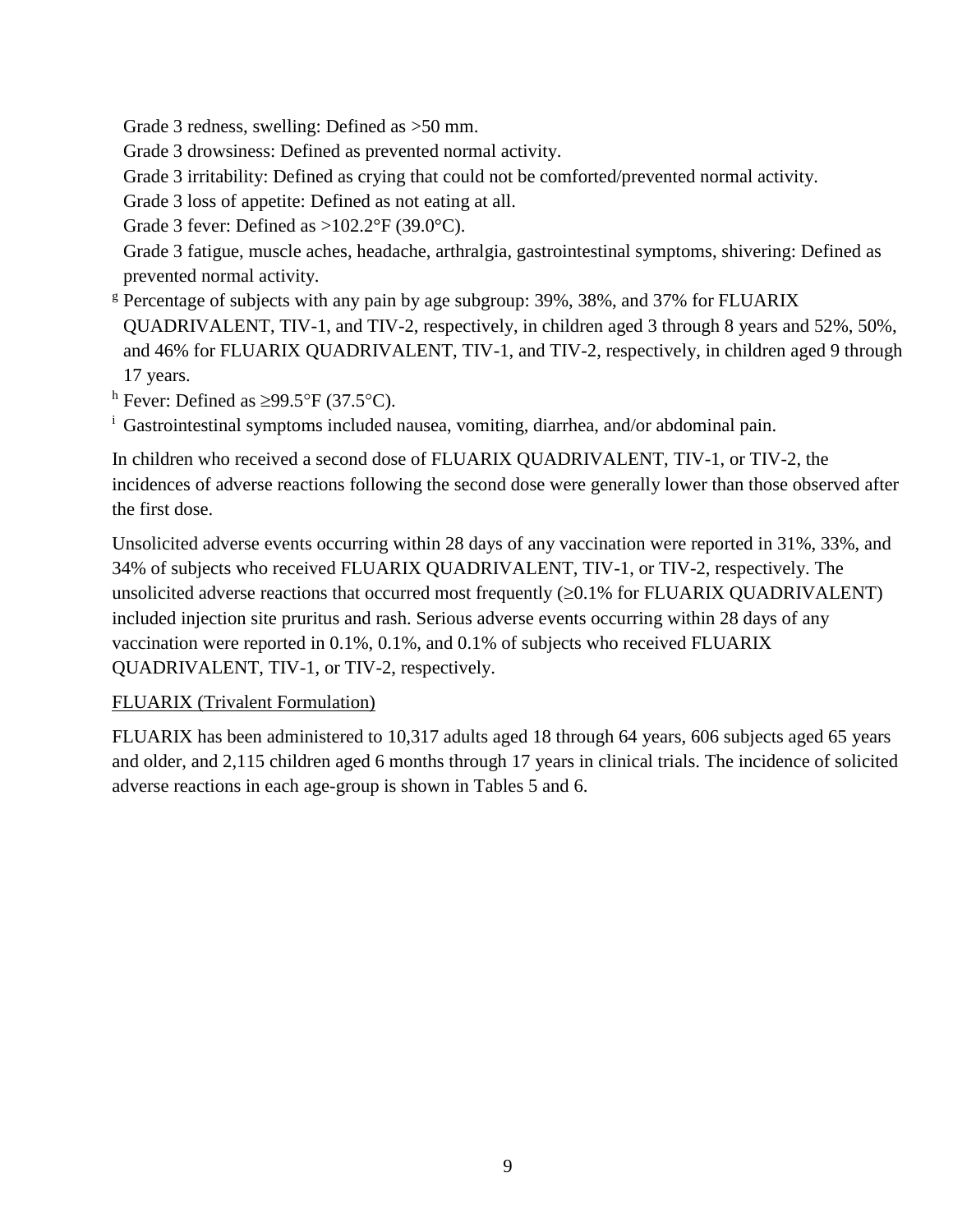Grade 3 redness, swelling: Defined as >50 mm.

Grade 3 drowsiness: Defined as prevented normal activity.

Grade 3 irritability: Defined as crying that could not be comforted/prevented normal activity.

Grade 3 loss of appetite: Defined as not eating at all.

Grade 3 fever: Defined as >102.2°F (39.0°C).

Grade 3 fatigue, muscle aches, headache, arthralgia, gastrointestinal symptoms, shivering: Defined as prevented normal activity.

[g] Percentage of subjects with any pain by age subgroup: 39%, 38%, and 37% for FLUARIX QUADRIVALENT, TIV-1, and TIV-2, respectively, in children aged 3 through 8 years and 52%, 50%, and 46% for FLUARIX QUADRIVALENT, TIV-1, and TIV-2, respectively, in children aged 9 through 17 years.

[h] Fever: Defined as ≥99.5°F (37.5°C).

[i] Gastrointestinal symptoms included nausea, vomiting, diarrhea, and/or abdominal pain.

In children who received a second dose of FLUARIX QUADRIVALENT, TIV-1, or TIV-2, the incidences of adverse reactions following the second dose were generally lower than those observed after the first dose.

Unsolicited adverse events occurring within 28 days of any vaccination were reported in 31%, 33%, and 34% of subjects who received FLUARIX QUADRIVALENT, TIV-1, or TIV-2, respectively. The unsolicited adverse reactions that occurred most frequently (≥0.1% for FLUARIX QUADRIVALENT) included injection site pruritus and rash. Serious adverse events occurring within 28 days of any vaccination were reported in 0.1%, 0.1%, and 0.1% of subjects who received FLUARIX QUADRIVALENT, TIV-1, or TIV-2, respectively.

FLUARIX (Trivalent Formulation)

FLUARIX has been administered to 10,317 adults aged 18 through 64 years, 606 subjects aged 65 years and older, and 2,115 children aged 6 months through 17 years in clinical trials. The incidence of solicited adverse reactions in each age-group is shown in Tables 5 and 6.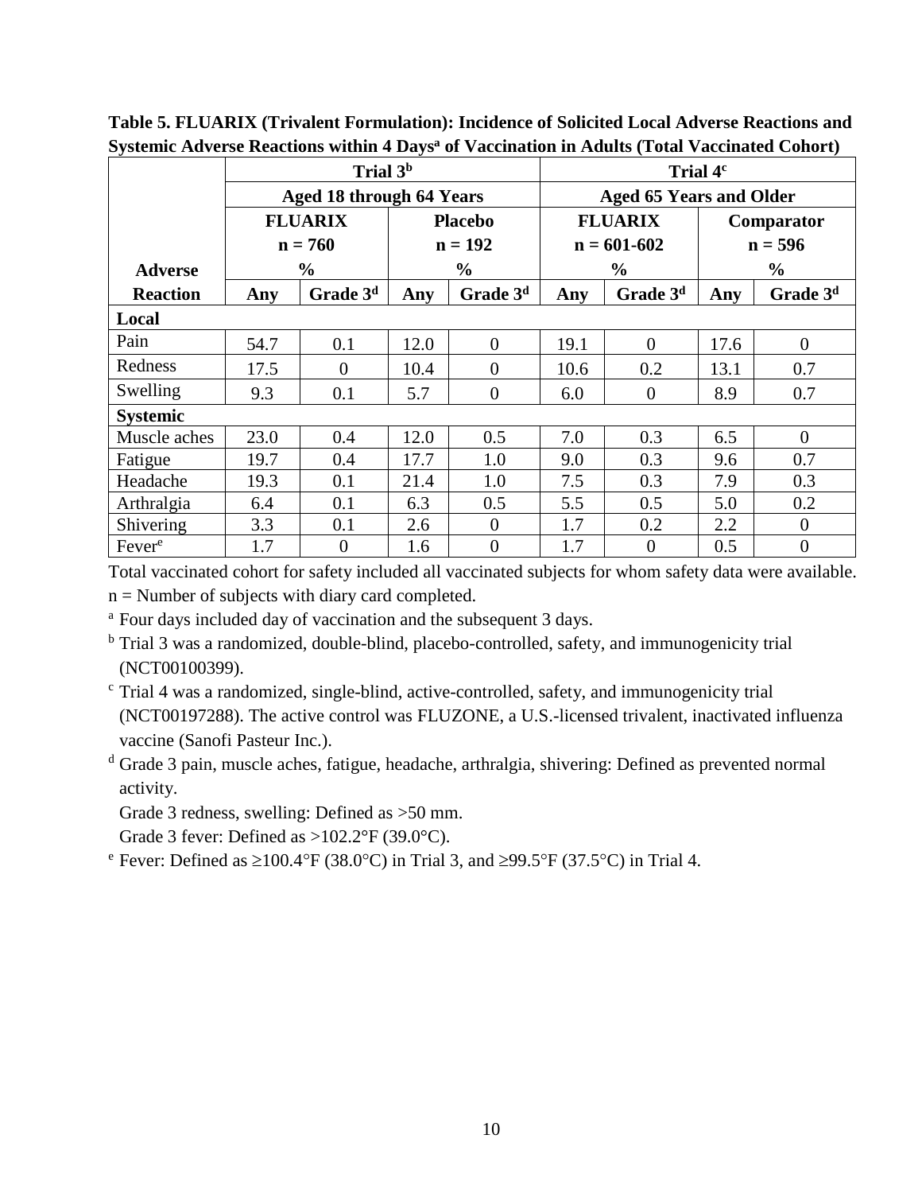**Table 5. FLUARIX (Trivalent Formulation): Incidence of Solicited Local Adverse Reactions and Systemic Adverse Reactions within 4 Days[a] of Vaccination in Adults (Total Vaccinated Cohort)**

| | Trial 3[b] | | | | Trial 4[c] | | | |
|---|---|---|---|---|---|---|---|---|
| | Aged 18 through 64 Years | | | | Aged 65 Years and Older | | | |
| | FLUARIX n = 760 % | | Placebo n = 192 % | | FLUARIX n = 601-602 % | | Comparator n = 596 % | |
| Adverse Reaction | Any | Grade 3[d] | Any | Grade 3[d] | Any | Grade 3[d] | Any | Grade 3[d] |
| **Local** | | | | | | | | |
| Pain | 54.7 | 0.1 | 12.0 | 0 | 19.1 | 0 | 17.6 | 0 |
| Redness | 17.5 | 0 | 10.4 | 0 | 10.6 | 0.2 | 13.1 | 0.7 |
| Swelling | 9.3 | 0.1 | 5.7 | 0 | 6.0 | 0 | 8.9 | 0.7 |
| **Systemic** | | | | | | | | |
| Muscle aches | 23.0 | 0.4 | 12.0 | 0.5 | 7.0 | 0.3 | 6.5 | 0 |
| Fatigue | 19.7 | 0.4 | 17.7 | 1.0 | 9.0 | 0.3 | 9.6 | 0.7 |
| Headache | 19.3 | 0.1 | 21.4 | 1.0 | 7.5 | 0.3 | 7.9 | 0.3 |
| Arthralgia | 6.4 | 0.1 | 6.3 | 0.5 | 5.5 | 0.5 | 5.0 | 0.2 |
| Shivering | 3.3 | 0.1 | 2.6 | 0 | 1.7 | 0.2 | 2.2 | 0 |
| Fever[e] | 1.7 | 0 | 1.6 | 0 | 1.7 | 0 | 0.5 | 0 |

Total vaccinated cohort for safety included all vaccinated subjects for whom safety data were available.

n = Number of subjects with diary card completed.

[a] Four days included day of vaccination and the subsequent 3 days.

[b] Trial 3 was a randomized, double-blind, placebo-controlled, safety, and immunogenicity trial (NCT00100399).

[c] Trial 4 was a randomized, single-blind, active-controlled, safety, and immunogenicity trial (NCT00197288). The active control was FLUZONE, a U.S.-licensed trivalent, inactivated influenza vaccine (Sanofi Pasteur Inc.).

[d] Grade 3 pain, muscle aches, fatigue, headache, arthralgia, shivering: Defined as prevented normal activity.

Grade 3 redness, swelling: Defined as >50 mm.

Grade 3 fever: Defined as >102.2°F (39.0°C).

[e] Fever: Defined as ≥100.4°F (38.0°C) in Trial 3, and ≥99.5°F (37.5°C) in Trial 4.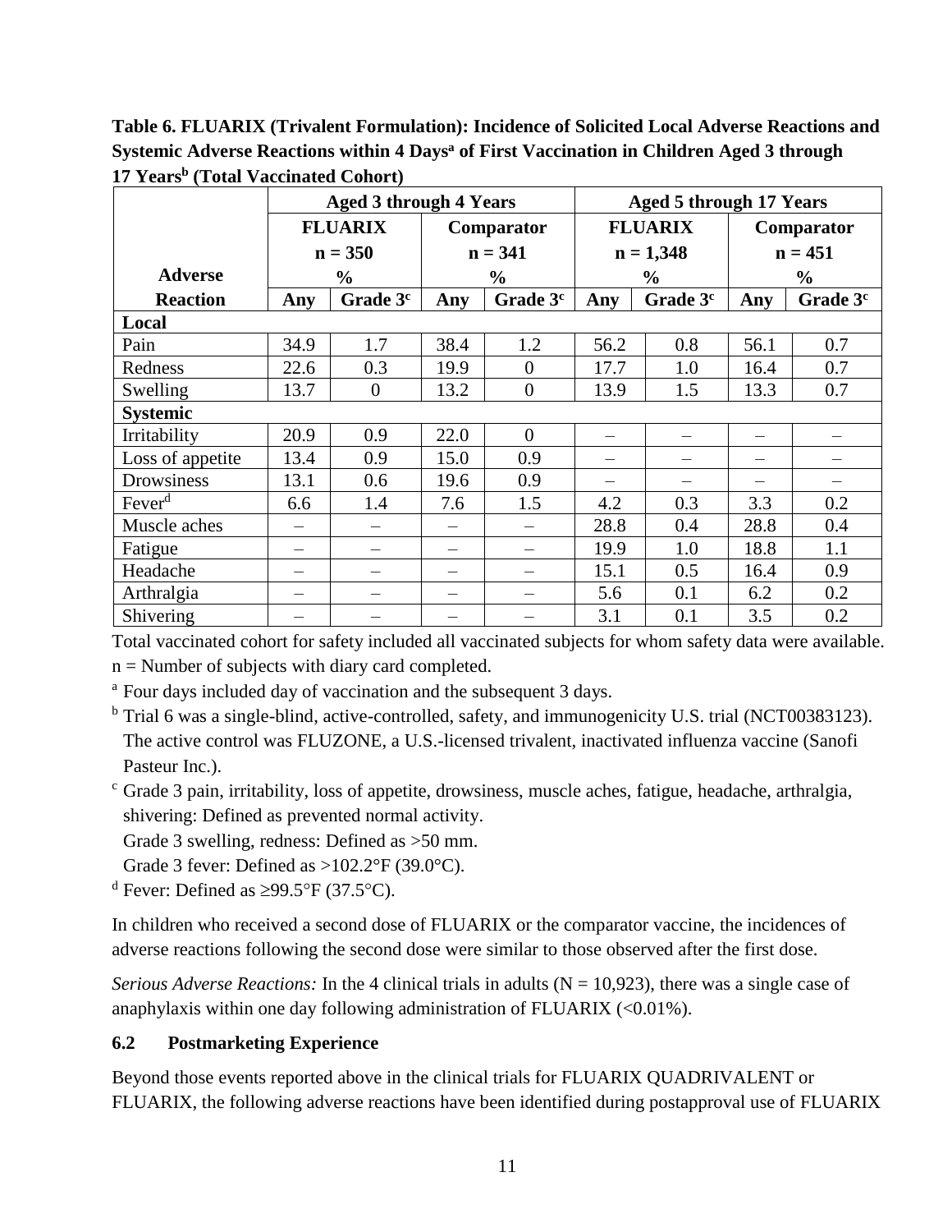**Table 6. FLUARIX (Trivalent Formulation): Incidence of Solicited Local Adverse Reactions and Systemic Adverse Reactions within 4 Days[a] of First Vaccination in Children Aged 3 through 17 Years[b] (Total Vaccinated Cohort)**

| | Aged 3 through 4 Years | | | | Aged 5 through 17 Years | | | |
|---|---|---|---|---|---|---|---|---|
| | FLUARIX n = 350 % | | Comparator n = 341 % | | FLUARIX n = 1,348 % | | Comparator n = 451 % | |
| Adverse Reaction | Any | Grade 3[c] | Any | Grade 3[c] | Any | Grade 3[c] | Any | Grade 3[c] |
| **Local** | | | | | | | | |
| Pain | 34.9 | 1.7 | 38.4 | 1.2 | 56.2 | 0.8 | 56.1 | 0.7 |
| Redness | 22.6 | 0.3 | 19.9 | 0 | 17.7 | 1.0 | 16.4 | 0.7 |
| Swelling | 13.7 | 0 | 13.2 | 0 | 13.9 | 1.5 | 13.3 | 0.7 |
| **Systemic** | | | | | | | | |
| Irritability | 20.9 | 0.9 | 22.0 | 0 | – | – | – | – |
| Loss of appetite | 13.4 | 0.9 | 15.0 | 0.9 | – | – | – | – |
| Drowsiness | 13.1 | 0.6 | 19.6 | 0.9 | – | – | – | – |
| Fever[d] | 6.6 | 1.4 | 7.6 | 1.5 | 4.2 | 0.3 | 3.3 | 0.2 |
| Muscle aches | – | – | – | – | 28.8 | 0.4 | 28.8 | 0.4 |
| Fatigue | – | – | – | – | 19.9 | 1.0 | 18.8 | 1.1 |
| Headache | – | – | – | – | 15.1 | 0.5 | 16.4 | 0.9 |
| Arthralgia | – | – | – | – | 5.6 | 0.1 | 6.2 | 0.2 |
| Shivering | – | – | – | – | 3.1 | 0.1 | 3.5 | 0.2 |

Total vaccinated cohort for safety included all vaccinated subjects for whom safety data were available.
n = Number of subjects with diary card completed.

[a] Four days included day of vaccination and the subsequent 3 days.

[b] Trial 6 was a single-blind, active-controlled, safety, and immunogenicity U.S. trial (NCT00383123). The active control was FLUZONE, a U.S.-licensed trivalent, inactivated influenza vaccine (Sanofi Pasteur Inc.).

[c] Grade 3 pain, irritability, loss of appetite, drowsiness, muscle aches, fatigue, headache, arthralgia, shivering: Defined as prevented normal activity.
Grade 3 swelling, redness: Defined as >50 mm.
Grade 3 fever: Defined as >102.2°F (39.0°C).

[d] Fever: Defined as ≥99.5°F (37.5°C).

In children who received a second dose of FLUARIX or the comparator vaccine, the incidences of adverse reactions following the second dose were similar to those observed after the first dose.

*Serious Adverse Reactions:* In the 4 clinical trials in adults (N = 10,923), there was a single case of anaphylaxis within one day following administration of FLUARIX (<0.01%).

### 6.2 Postmarketing Experience

Beyond those events reported above in the clinical trials for FLUARIX QUADRIVALENT or FLUARIX, the following adverse reactions have been identified during postapproval use of FLUARIX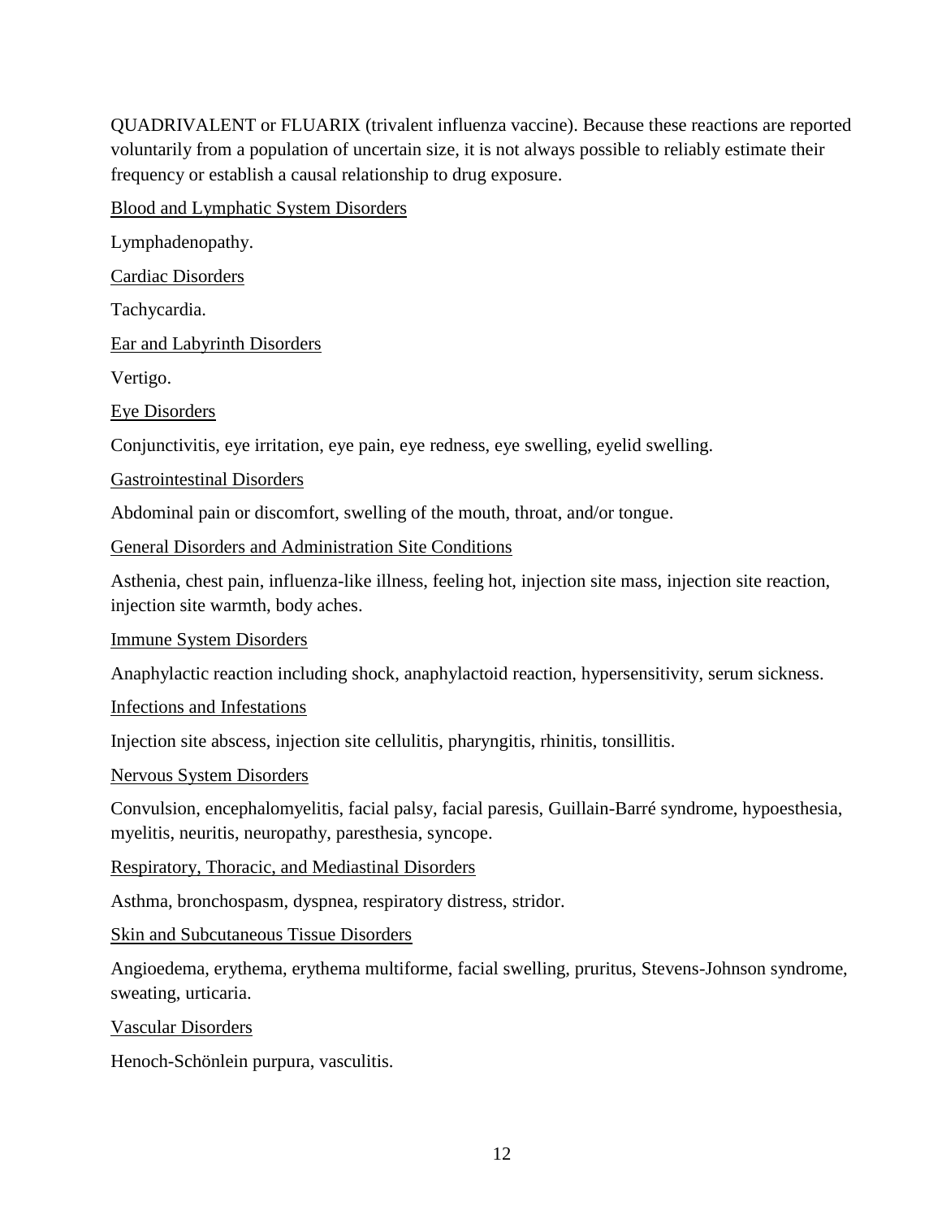QUADRIVALENT or FLUARIX (trivalent influenza vaccine). Because these reactions are reported voluntarily from a population of uncertain size, it is not always possible to reliably estimate their frequency or establish a causal relationship to drug exposure.

Blood and Lymphatic System Disorders

Lymphadenopathy.

Cardiac Disorders

Tachycardia.

Ear and Labyrinth Disorders

Vertigo.

Eye Disorders

Conjunctivitis, eye irritation, eye pain, eye redness, eye swelling, eyelid swelling.

Gastrointestinal Disorders

Abdominal pain or discomfort, swelling of the mouth, throat, and/or tongue.

General Disorders and Administration Site Conditions

Asthenia, chest pain, influenza-like illness, feeling hot, injection site mass, injection site reaction, injection site warmth, body aches.

Immune System Disorders

Anaphylactic reaction including shock, anaphylactoid reaction, hypersensitivity, serum sickness.

Infections and Infestations

Injection site abscess, injection site cellulitis, pharyngitis, rhinitis, tonsillitis.

Nervous System Disorders

Convulsion, encephalomyelitis, facial palsy, facial paresis, Guillain-Barré syndrome, hypoesthesia, myelitis, neuritis, neuropathy, paresthesia, syncope.

Respiratory, Thoracic, and Mediastinal Disorders

Asthma, bronchospasm, dyspnea, respiratory distress, stridor.

Skin and Subcutaneous Tissue Disorders

Angioedema, erythema, erythema multiforme, facial swelling, pruritus, Stevens-Johnson syndrome, sweating, urticaria.

Vascular Disorders

Henoch-Schönlein purpura, vasculitis.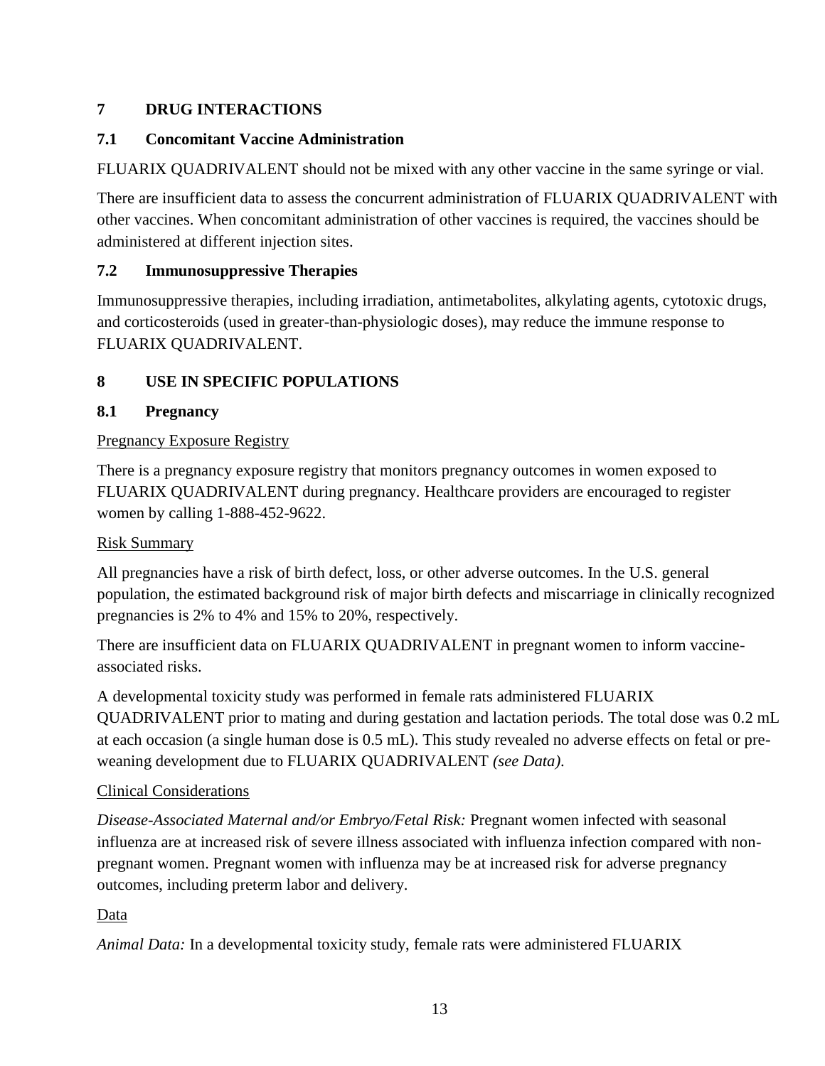## 7 DRUG INTERACTIONS

### 7.1 Concomitant Vaccine Administration

FLUARIX QUADRIVALENT should not be mixed with any other vaccine in the same syringe or vial.

There are insufficient data to assess the concurrent administration of FLUARIX QUADRIVALENT with other vaccines. When concomitant administration of other vaccines is required, the vaccines should be administered at different injection sites.

### 7.2 Immunosuppressive Therapies

Immunosuppressive therapies, including irradiation, antimetabolites, alkylating agents, cytotoxic drugs, and corticosteroids (used in greater-than-physiologic doses), may reduce the immune response to FLUARIX QUADRIVALENT.

## 8 USE IN SPECIFIC POPULATIONS

### 8.1 Pregnancy

Pregnancy Exposure Registry

There is a pregnancy exposure registry that monitors pregnancy outcomes in women exposed to FLUARIX QUADRIVALENT during pregnancy. Healthcare providers are encouraged to register women by calling 1-888-452-9622.

Risk Summary

All pregnancies have a risk of birth defect, loss, or other adverse outcomes. In the U.S. general population, the estimated background risk of major birth defects and miscarriage in clinically recognized pregnancies is 2% to 4% and 15% to 20%, respectively.

There are insufficient data on FLUARIX QUADRIVALENT in pregnant women to inform vaccine-associated risks.

A developmental toxicity study was performed in female rats administered FLUARIX QUADRIVALENT prior to mating and during gestation and lactation periods. The total dose was 0.2 mL at each occasion (a single human dose is 0.5 mL). This study revealed no adverse effects on fetal or pre-weaning development due to FLUARIX QUADRIVALENT *(see Data).*

Clinical Considerations

*Disease-Associated Maternal and/or Embryo/Fetal Risk:* Pregnant women infected with seasonal influenza are at increased risk of severe illness associated with influenza infection compared with non-pregnant women. Pregnant women with influenza may be at increased risk for adverse pregnancy outcomes, including preterm labor and delivery.

Data

*Animal Data:* In a developmental toxicity study, female rats were administered FLUARIX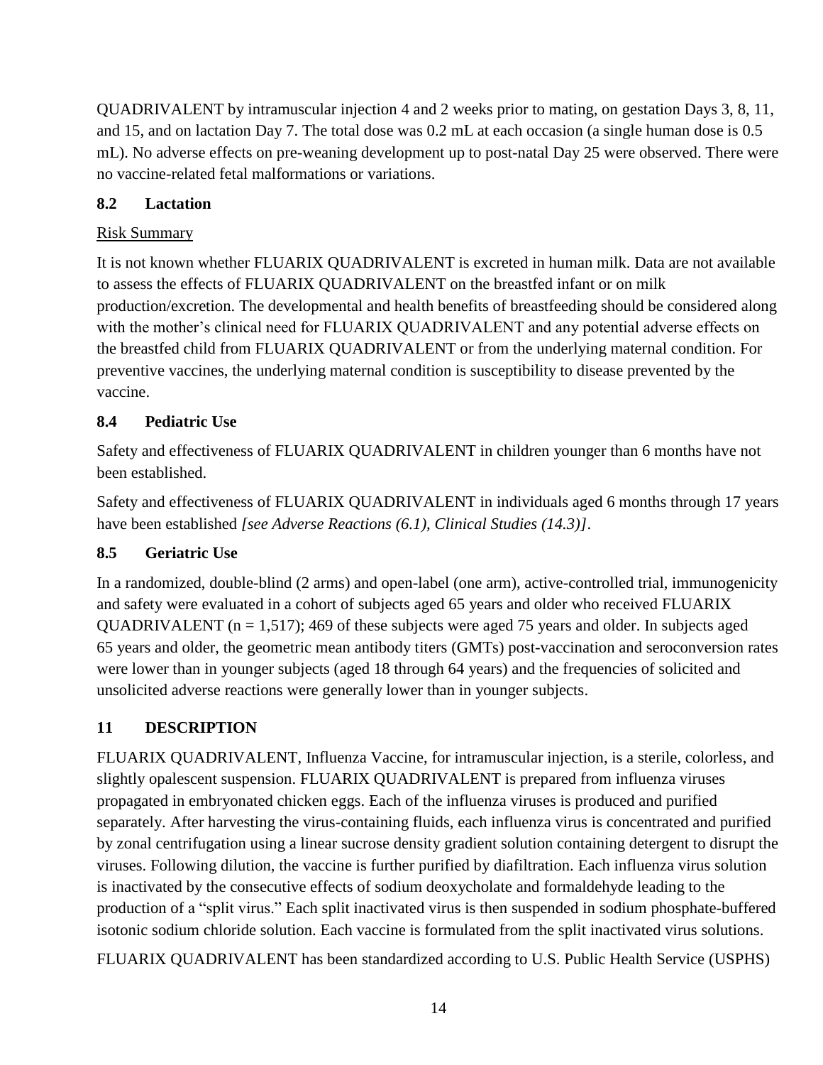QUADRIVALENT by intramuscular injection 4 and 2 weeks prior to mating, on gestation Days 3, 8, 11, and 15, and on lactation Day 7. The total dose was 0.2 mL at each occasion (a single human dose is 0.5 mL). No adverse effects on pre-weaning development up to post-natal Day 25 were observed. There were no vaccine-related fetal malformations or variations.

### 8.2 Lactation

Risk Summary

It is not known whether FLUARIX QUADRIVALENT is excreted in human milk. Data are not available to assess the effects of FLUARIX QUADRIVALENT on the breastfed infant or on milk production/excretion. The developmental and health benefits of breastfeeding should be considered along with the mother's clinical need for FLUARIX QUADRIVALENT and any potential adverse effects on the breastfed child from FLUARIX QUADRIVALENT or from the underlying maternal condition. For preventive vaccines, the underlying maternal condition is susceptibility to disease prevented by the vaccine.

### 8.4 Pediatric Use

Safety and effectiveness of FLUARIX QUADRIVALENT in children younger than 6 months have not been established.

Safety and effectiveness of FLUARIX QUADRIVALENT in individuals aged 6 months through 17 years have been established *[see Adverse Reactions (6.1), Clinical Studies (14.3)]*.

### 8.5 Geriatric Use

In a randomized, double-blind (2 arms) and open-label (one arm), active-controlled trial, immunogenicity and safety were evaluated in a cohort of subjects aged 65 years and older who received FLUARIX QUADRIVALENT (n = 1,517); 469 of these subjects were aged 75 years and older. In subjects aged 65 years and older, the geometric mean antibody titers (GMTs) post-vaccination and seroconversion rates were lower than in younger subjects (aged 18 through 64 years) and the frequencies of solicited and unsolicited adverse reactions were generally lower than in younger subjects.

## 11 DESCRIPTION

FLUARIX QUADRIVALENT, Influenza Vaccine, for intramuscular injection, is a sterile, colorless, and slightly opalescent suspension. FLUARIX QUADRIVALENT is prepared from influenza viruses propagated in embryonated chicken eggs. Each of the influenza viruses is produced and purified separately. After harvesting the virus-containing fluids, each influenza virus is concentrated and purified by zonal centrifugation using a linear sucrose density gradient solution containing detergent to disrupt the viruses. Following dilution, the vaccine is further purified by diafiltration. Each influenza virus solution is inactivated by the consecutive effects of sodium deoxycholate and formaldehyde leading to the production of a "split virus." Each split inactivated virus is then suspended in sodium phosphate-buffered isotonic sodium chloride solution. Each vaccine is formulated from the split inactivated virus solutions.

FLUARIX QUADRIVALENT has been standardized according to U.S. Public Health Service (USPHS)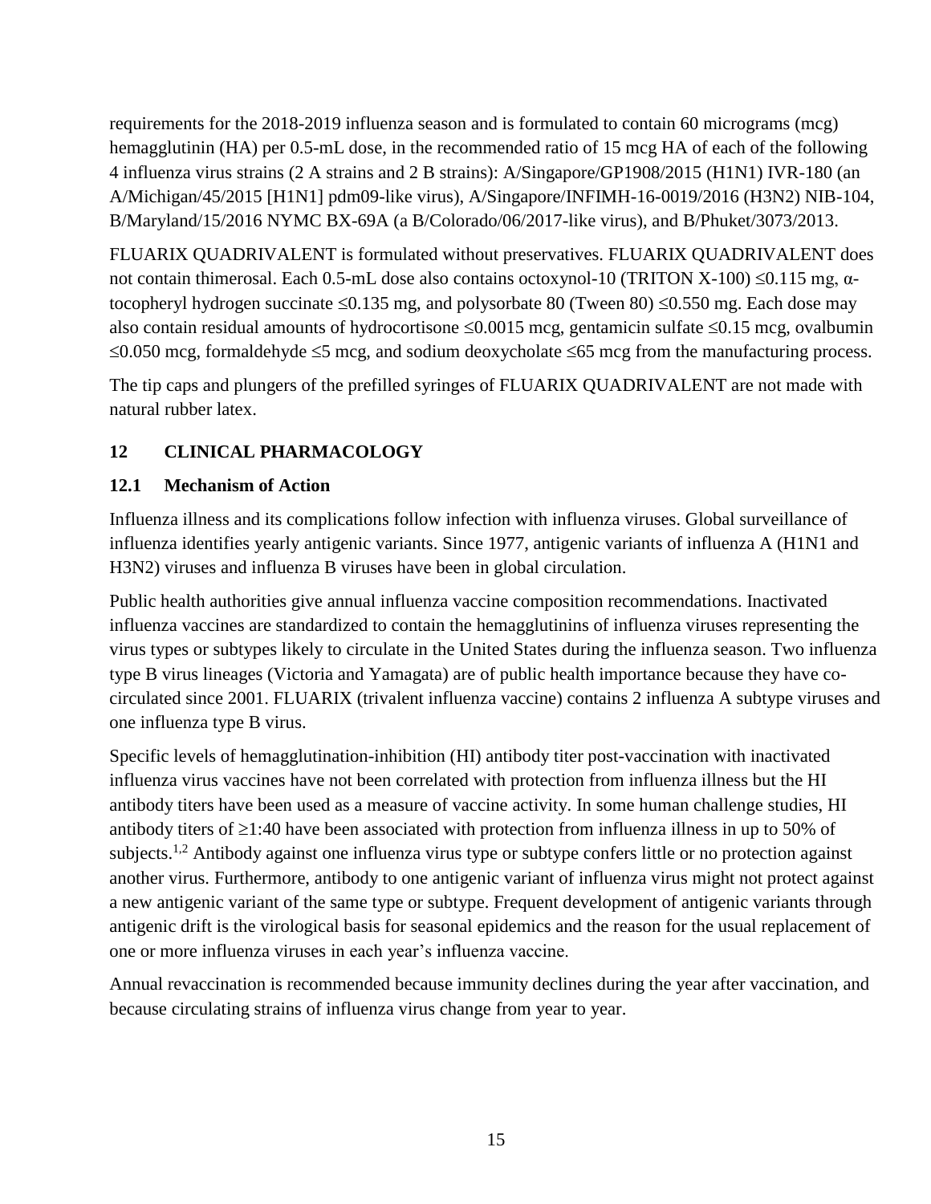requirements for the 2018-2019 influenza season and is formulated to contain 60 micrograms (mcg) hemagglutinin (HA) per 0.5-mL dose, in the recommended ratio of 15 mcg HA of each of the following 4 influenza virus strains (2 A strains and 2 B strains): A/Singapore/GP1908/2015 (H1N1) IVR-180 (an A/Michigan/45/2015 [H1N1] pdm09-like virus), A/Singapore/INFIMH-16-0019/2016 (H3N2) NIB-104, B/Maryland/15/2016 NYMC BX-69A (a B/Colorado/06/2017-like virus), and B/Phuket/3073/2013.

FLUARIX QUADRIVALENT is formulated without preservatives. FLUARIX QUADRIVALENT does not contain thimerosal. Each 0.5-mL dose also contains octoxynol-10 (TRITON X-100) ≤0.115 mg, α-tocopheryl hydrogen succinate ≤0.135 mg, and polysorbate 80 (Tween 80) ≤0.550 mg. Each dose may also contain residual amounts of hydrocortisone ≤0.0015 mcg, gentamicin sulfate ≤0.15 mcg, ovalbumin ≤0.050 mcg, formaldehyde ≤5 mcg, and sodium deoxycholate ≤65 mcg from the manufacturing process.

The tip caps and plungers of the prefilled syringes of FLUARIX QUADRIVALENT are not made with natural rubber latex.

## 12 CLINICAL PHARMACOLOGY

### 12.1 Mechanism of Action

Influenza illness and its complications follow infection with influenza viruses. Global surveillance of influenza identifies yearly antigenic variants. Since 1977, antigenic variants of influenza A (H1N1 and H3N2) viruses and influenza B viruses have been in global circulation.

Public health authorities give annual influenza vaccine composition recommendations. Inactivated influenza vaccines are standardized to contain the hemagglutinins of influenza viruses representing the virus types or subtypes likely to circulate in the United States during the influenza season. Two influenza type B virus lineages (Victoria and Yamagata) are of public health importance because they have co-circulated since 2001. FLUARIX (trivalent influenza vaccine) contains 2 influenza A subtype viruses and one influenza type B virus.

Specific levels of hemagglutination-inhibition (HI) antibody titer post-vaccination with inactivated influenza virus vaccines have not been correlated with protection from influenza illness but the HI antibody titers have been used as a measure of vaccine activity. In some human challenge studies, HI antibody titers of ≥1:40 have been associated with protection from influenza illness in up to 50% of subjects.[1,2] Antibody against one influenza virus type or subtype confers little or no protection against another virus. Furthermore, antibody to one antigenic variant of influenza virus might not protect against a new antigenic variant of the same type or subtype. Frequent development of antigenic variants through antigenic drift is the virological basis for seasonal epidemics and the reason for the usual replacement of one or more influenza viruses in each year's influenza vaccine.

Annual revaccination is recommended because immunity declines during the year after vaccination, and because circulating strains of influenza virus change from year to year.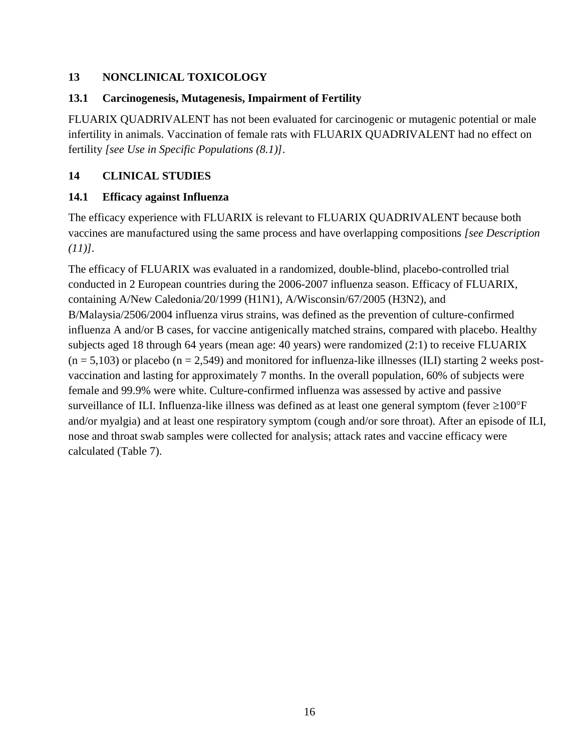## 13 NONCLINICAL TOXICOLOGY

### 13.1 Carcinogenesis, Mutagenesis, Impairment of Fertility

FLUARIX QUADRIVALENT has not been evaluated for carcinogenic or mutagenic potential or male infertility in animals. Vaccination of female rats with FLUARIX QUADRIVALENT had no effect on fertility *[see Use in Specific Populations (8.1)]*.

## 14 CLINICAL STUDIES

### 14.1 Efficacy against Influenza

The efficacy experience with FLUARIX is relevant to FLUARIX QUADRIVALENT because both vaccines are manufactured using the same process and have overlapping compositions *[see Description (11)]*.

The efficacy of FLUARIX was evaluated in a randomized, double-blind, placebo-controlled trial conducted in 2 European countries during the 2006-2007 influenza season. Efficacy of FLUARIX, containing A/New Caledonia/20/1999 (H1N1), A/Wisconsin/67/2005 (H3N2), and B/Malaysia/2506/2004 influenza virus strains, was defined as the prevention of culture-confirmed influenza A and/or B cases, for vaccine antigenically matched strains, compared with placebo. Healthy subjects aged 18 through 64 years (mean age: 40 years) were randomized (2:1) to receive FLUARIX (n = 5,103) or placebo (n = 2,549) and monitored for influenza-like illnesses (ILI) starting 2 weeks post-vaccination and lasting for approximately 7 months. In the overall population, 60% of subjects were female and 99.9% were white. Culture-confirmed influenza was assessed by active and passive surveillance of ILI. Influenza-like illness was defined as at least one general symptom (fever ≥100°F and/or myalgia) and at least one respiratory symptom (cough and/or sore throat). After an episode of ILI, nose and throat swab samples were collected for analysis; attack rates and vaccine efficacy were calculated (Table 7).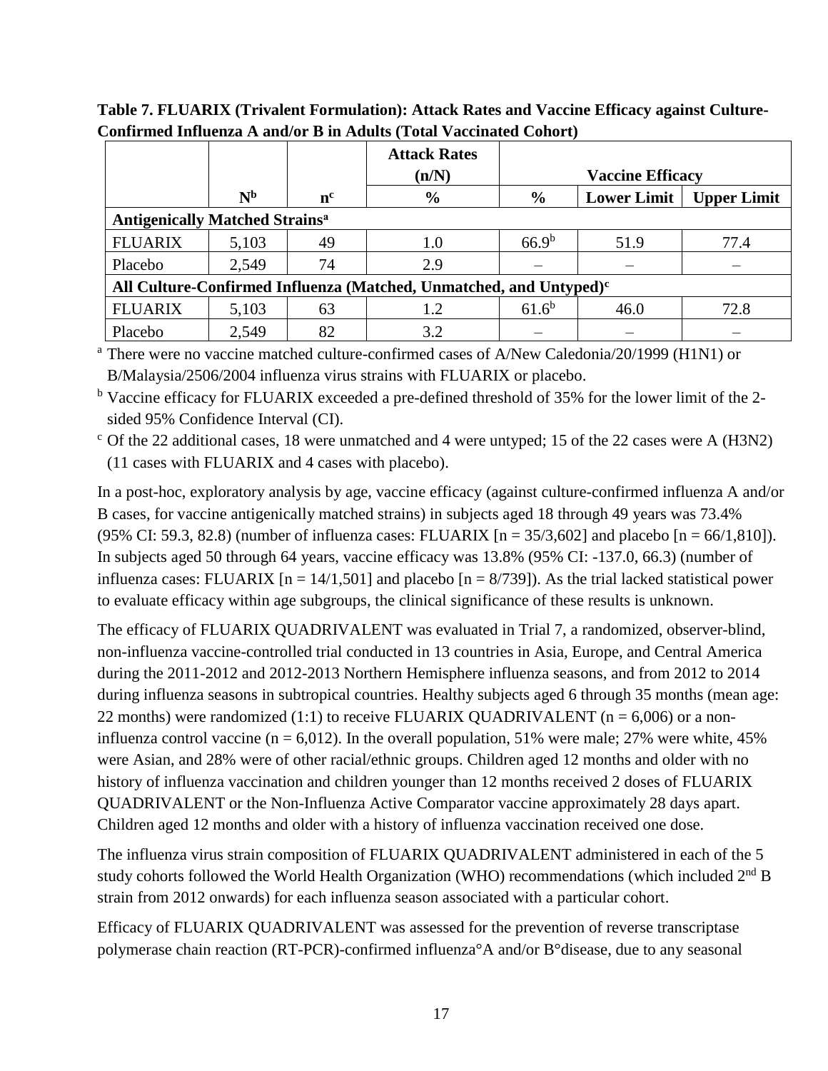**Table 7. FLUARIX (Trivalent Formulation): Attack Rates and Vaccine Efficacy against Culture-Confirmed Influenza A and/or B in Adults (Total Vaccinated Cohort)**

| | | | Attack Rates (n/N) | Vaccine Efficacy | | |
|---|---|---|---|---|---|---|
| | N[b] | n[c] | % | % | Lower Limit | Upper Limit |
| **Antigenically Matched Strains[a]** | | | | | | |
| FLUARIX | 5,103 | 49 | 1.0 | 66.9[b] | 51.9 | 77.4 |
| Placebo | 2,549 | 74 | 2.9 | – | – | – |
| **All Culture-Confirmed Influenza (Matched, Unmatched, and Untyped)[c]** | | | | | | |
| FLUARIX | 5,103 | 63 | 1.2 | 61.6[b] | 46.0 | 72.8 |
| Placebo | 2,549 | 82 | 3.2 | – | – | – |

[a] There were no vaccine matched culture-confirmed cases of A/New Caledonia/20/1999 (H1N1) or B/Malaysia/2506/2004 influenza virus strains with FLUARIX or placebo.

[b] Vaccine efficacy for FLUARIX exceeded a pre-defined threshold of 35% for the lower limit of the 2-sided 95% Confidence Interval (CI).

[c] Of the 22 additional cases, 18 were unmatched and 4 were untyped; 15 of the 22 cases were A (H3N2) (11 cases with FLUARIX and 4 cases with placebo).

In a post-hoc, exploratory analysis by age, vaccine efficacy (against culture-confirmed influenza A and/or B cases, for vaccine antigenically matched strains) in subjects aged 18 through 49 years was 73.4% (95% CI: 59.3, 82.8) (number of influenza cases: FLUARIX [n = 35/3,602] and placebo [n = 66/1,810]). In subjects aged 50 through 64 years, vaccine efficacy was 13.8% (95% CI: -137.0, 66.3) (number of influenza cases: FLUARIX [n = 14/1,501] and placebo [n = 8/739]). As the trial lacked statistical power to evaluate efficacy within age subgroups, the clinical significance of these results is unknown.

The efficacy of FLUARIX QUADRIVALENT was evaluated in Trial 7, a randomized, observer-blind, non-influenza vaccine-controlled trial conducted in 13 countries in Asia, Europe, and Central America during the 2011-2012 and 2012-2013 Northern Hemisphere influenza seasons, and from 2012 to 2014 during influenza seasons in subtropical countries. Healthy subjects aged 6 through 35 months (mean age: 22 months) were randomized (1:1) to receive FLUARIX QUADRIVALENT (n = 6,006) or a non-influenza control vaccine (n = 6,012). In the overall population, 51% were male; 27% were white, 45% were Asian, and 28% were of other racial/ethnic groups. Children aged 12 months and older with no history of influenza vaccination and children younger than 12 months received 2 doses of FLUARIX QUADRIVALENT or the Non-Influenza Active Comparator vaccine approximately 28 days apart. Children aged 12 months and older with a history of influenza vaccination received one dose.

The influenza virus strain composition of FLUARIX QUADRIVALENT administered in each of the 5 study cohorts followed the World Health Organization (WHO) recommendations (which included 2nd B strain from 2012 onwards) for each influenza season associated with a particular cohort.

Efficacy of FLUARIX QUADRIVALENT was assessed for the prevention of reverse transcriptase polymerase chain reaction (RT-PCR)-confirmed influenza°A and/or B°disease, due to any seasonal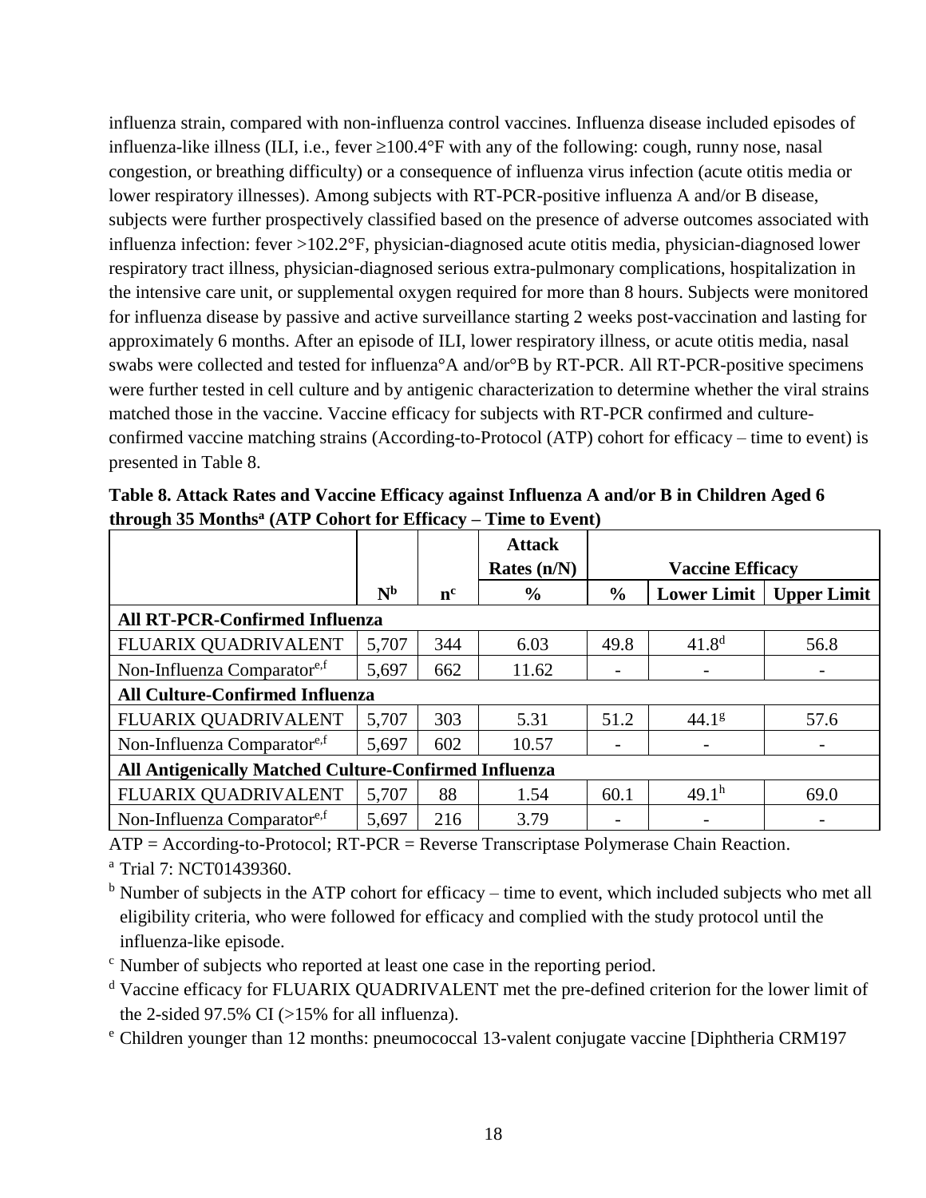influenza strain, compared with non-influenza control vaccines. Influenza disease included episodes of influenza-like illness (ILI, i.e., fever ≥100.4°F with any of the following: cough, runny nose, nasal congestion, or breathing difficulty) or a consequence of influenza virus infection (acute otitis media or lower respiratory illnesses). Among subjects with RT-PCR-positive influenza A and/or B disease, subjects were further prospectively classified based on the presence of adverse outcomes associated with influenza infection: fever >102.2°F, physician-diagnosed acute otitis media, physician-diagnosed lower respiratory tract illness, physician-diagnosed serious extra-pulmonary complications, hospitalization in the intensive care unit, or supplemental oxygen required for more than 8 hours. Subjects were monitored for influenza disease by passive and active surveillance starting 2 weeks post-vaccination and lasting for approximately 6 months. After an episode of ILI, lower respiratory illness, or acute otitis media, nasal swabs were collected and tested for influenza°A and/or°B by RT-PCR. All RT-PCR-positive specimens were further tested in cell culture and by antigenic characterization to determine whether the viral strains matched those in the vaccine. Vaccine efficacy for subjects with RT-PCR confirmed and culture-confirmed vaccine matching strains (According-to-Protocol (ATP) cohort for efficacy – time to event) is presented in Table 8.

**Table 8. Attack Rates and Vaccine Efficacy against Influenza A and/or B in Children Aged 6 through 35 Months[a] (ATP Cohort for Efficacy – Time to Event)**

| | | | Attack Rates (n/N) | Vaccine Efficacy | | |
|---|---|---|---|---|---|---|
| | N[b] | n[c] | % | % | Lower Limit | Upper Limit |
| **All RT-PCR-Confirmed Influenza** | | | | | | |
| FLUARIX QUADRIVALENT | 5,707 | 344 | 6.03 | 49.8 | 41.8[d] | 56.8 |
| Non-Influenza Comparator[e,f] | 5,697 | 662 | 11.62 | - | - | - |
| **All Culture-Confirmed Influenza** | | | | | | |
| FLUARIX QUADRIVALENT | 5,707 | 303 | 5.31 | 51.2 | 44.1[g] | 57.6 |
| Non-Influenza Comparator[e,f] | 5,697 | 602 | 10.57 | - | - | - |
| **All Antigenically Matched Culture-Confirmed Influenza** | | | | | | |
| FLUARIX QUADRIVALENT | 5,707 | 88 | 1.54 | 60.1 | 49.1[h] | 69.0 |
| Non-Influenza Comparator[e,f] | 5,697 | 216 | 3.79 | - | - | - |

ATP = According-to-Protocol; RT-PCR = Reverse Transcriptase Polymerase Chain Reaction.

[a] Trial 7: NCT01439360.

[b] Number of subjects in the ATP cohort for efficacy – time to event, which included subjects who met all eligibility criteria, who were followed for efficacy and complied with the study protocol until the influenza-like episode.

[c] Number of subjects who reported at least one case in the reporting period.

[d] Vaccine efficacy for FLUARIX QUADRIVALENT met the pre-defined criterion for the lower limit of the 2-sided 97.5% CI (>15% for all influenza).

[e] Children younger than 12 months: pneumococcal 13-valent conjugate vaccine [Diphtheria CRM197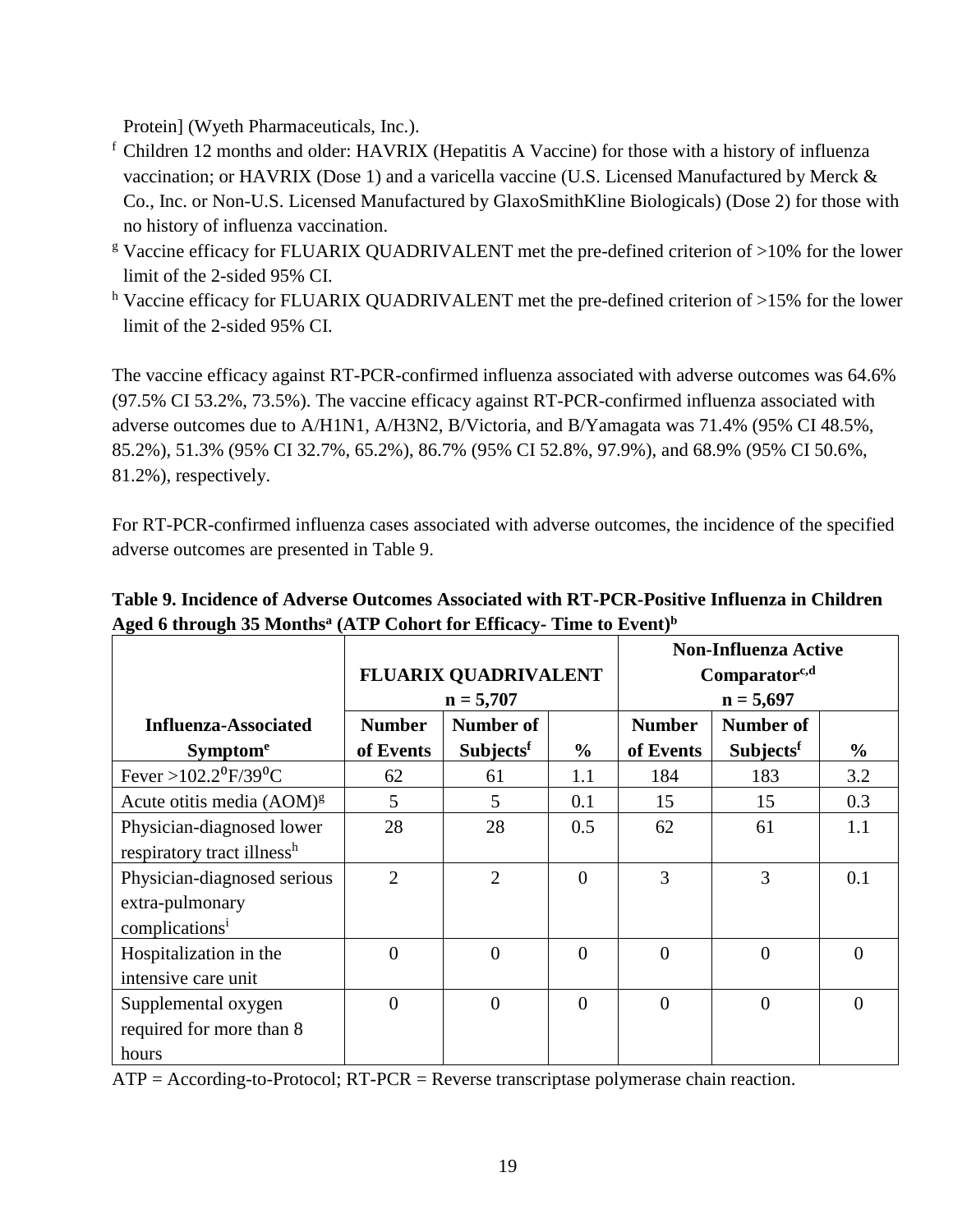Protein] (Wyeth Pharmaceuticals, Inc.).

[f] Children 12 months and older: HAVRIX (Hepatitis A Vaccine) for those with a history of influenza vaccination; or HAVRIX (Dose 1) and a varicella vaccine (U.S. Licensed Manufactured by Merck & Co., Inc. or Non-U.S. Licensed Manufactured by GlaxoSmithKline Biologicals) (Dose 2) for those with no history of influenza vaccination.

[g] Vaccine efficacy for FLUARIX QUADRIVALENT met the pre-defined criterion of >10% for the lower limit of the 2-sided 95% CI.

[h] Vaccine efficacy for FLUARIX QUADRIVALENT met the pre-defined criterion of >15% for the lower limit of the 2-sided 95% CI.

The vaccine efficacy against RT-PCR-confirmed influenza associated with adverse outcomes was 64.6% (97.5% CI 53.2%, 73.5%). The vaccine efficacy against RT-PCR-confirmed influenza associated with adverse outcomes due to A/H1N1, A/H3N2, B/Victoria, and B/Yamagata was 71.4% (95% CI 48.5%, 85.2%), 51.3% (95% CI 32.7%, 65.2%), 86.7% (95% CI 52.8%, 97.9%), and 68.9% (95% CI 50.6%, 81.2%), respectively.

For RT-PCR-confirmed influenza cases associated with adverse outcomes, the incidence of the specified adverse outcomes are presented in Table 9.

**Table 9. Incidence of Adverse Outcomes Associated with RT-PCR-Positive Influenza in Children Aged 6 through 35 Months[a] (ATP Cohort for Efficacy- Time to Event)[b]**

| | **FLUARIX QUADRIVALENT n = 5,707** | | | **Non-Influenza Active Comparator[c,d] n = 5,697** | | |
|---|---|---|---|---|---|---|
| **Influenza-Associated Symptom[e]** | **Number of Events** | **Number of Subjects[f]** | **%** | **Number of Events** | **Number of Subjects[f]** | **%** |
| Fever >102.2°F/39°C | 62 | 61 | 1.1 | 184 | 183 | 3.2 |
| Acute otitis media (AOM)[g] | 5 | 5 | 0.1 | 15 | 15 | 0.3 |
| Physician-diagnosed lower respiratory tract illness[h] | 28 | 28 | 0.5 | 62 | 61 | 1.1 |
| Physician-diagnosed serious extra-pulmonary complications[i] | 2 | 2 | 0 | 3 | 3 | 0.1 |
| Hospitalization in the intensive care unit | 0 | 0 | 0 | 0 | 0 | 0 |
| Supplemental oxygen required for more than 8 hours | 0 | 0 | 0 | 0 | 0 | 0 |

ATP = According-to-Protocol; RT-PCR = Reverse transcriptase polymerase chain reaction.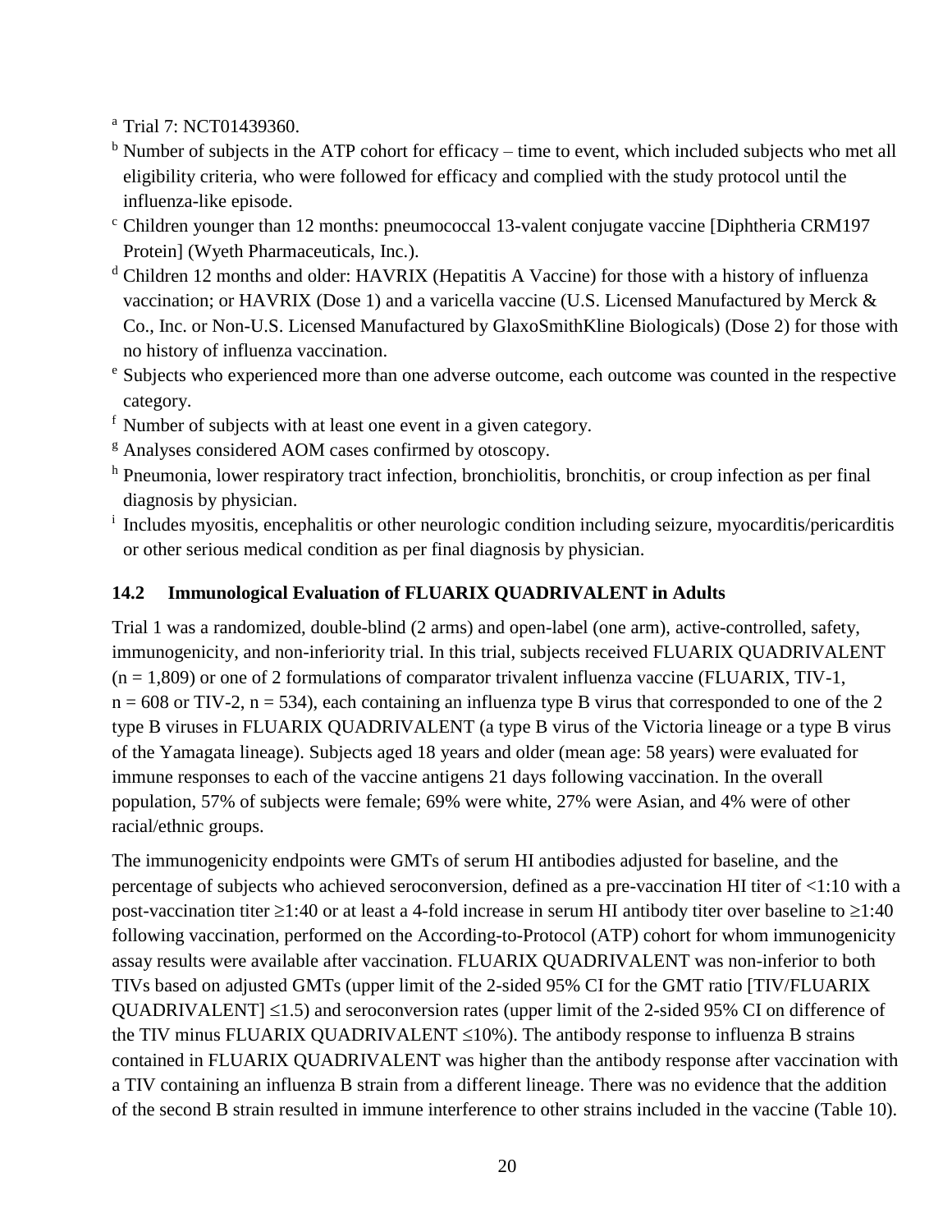[a] Trial 7: NCT01439360.

[b] Number of subjects in the ATP cohort for efficacy – time to event, which included subjects who met all eligibility criteria, who were followed for efficacy and complied with the study protocol until the influenza-like episode.

[c] Children younger than 12 months: pneumococcal 13-valent conjugate vaccine [Diphtheria CRM197 Protein] (Wyeth Pharmaceuticals, Inc.).

[d] Children 12 months and older: HAVRIX (Hepatitis A Vaccine) for those with a history of influenza vaccination; or HAVRIX (Dose 1) and a varicella vaccine (U.S. Licensed Manufactured by Merck & Co., Inc. or Non-U.S. Licensed Manufactured by GlaxoSmithKline Biologicals) (Dose 2) for those with no history of influenza vaccination.

[e] Subjects who experienced more than one adverse outcome, each outcome was counted in the respective category.

[f] Number of subjects with at least one event in a given category.

[g] Analyses considered AOM cases confirmed by otoscopy.

[h] Pneumonia, lower respiratory tract infection, bronchiolitis, bronchitis, or croup infection as per final diagnosis by physician.

[i] Includes myositis, encephalitis or other neurologic condition including seizure, myocarditis/pericarditis or other serious medical condition as per final diagnosis by physician.

## 14.2 Immunological Evaluation of FLUARIX QUADRIVALENT in Adults

Trial 1 was a randomized, double-blind (2 arms) and open-label (one arm), active-controlled, safety, immunogenicity, and non-inferiority trial. In this trial, subjects received FLUARIX QUADRIVALENT (n = 1,809) or one of 2 formulations of comparator trivalent influenza vaccine (FLUARIX, TIV-1, n = 608 or TIV-2, n = 534), each containing an influenza type B virus that corresponded to one of the 2 type B viruses in FLUARIX QUADRIVALENT (a type B virus of the Victoria lineage or a type B virus of the Yamagata lineage). Subjects aged 18 years and older (mean age: 58 years) were evaluated for immune responses to each of the vaccine antigens 21 days following vaccination. In the overall population, 57% of subjects were female; 69% were white, 27% were Asian, and 4% were of other racial/ethnic groups.

The immunogenicity endpoints were GMTs of serum HI antibodies adjusted for baseline, and the percentage of subjects who achieved seroconversion, defined as a pre-vaccination HI titer of <1:10 with a post-vaccination titer ≥1:40 or at least a 4-fold increase in serum HI antibody titer over baseline to ≥1:40 following vaccination, performed on the According-to-Protocol (ATP) cohort for whom immunogenicity assay results were available after vaccination. FLUARIX QUADRIVALENT was non-inferior to both TIVs based on adjusted GMTs (upper limit of the 2-sided 95% CI for the GMT ratio [TIV/FLUARIX QUADRIVALENT] ≤1.5) and seroconversion rates (upper limit of the 2-sided 95% CI on difference of the TIV minus FLUARIX QUADRIVALENT ≤10%). The antibody response to influenza B strains contained in FLUARIX QUADRIVALENT was higher than the antibody response after vaccination with a TIV containing an influenza B strain from a different lineage. There was no evidence that the addition of the second B strain resulted in immune interference to other strains included in the vaccine (Table 10).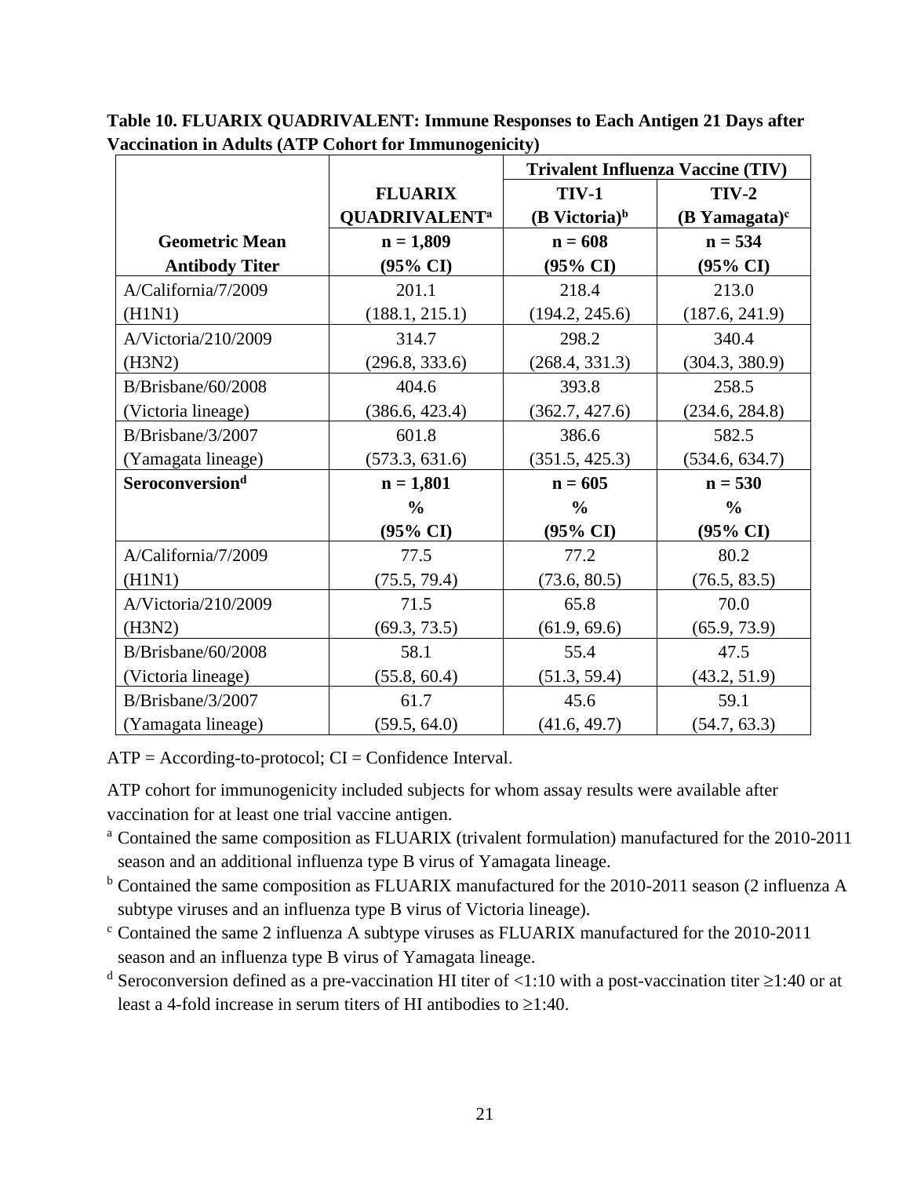**Table 10. FLUARIX QUADRIVALENT: Immune Responses to Each Antigen 21 Days after Vaccination in Adults (ATP Cohort for Immunogenicity)**

| | | Trivalent Influenza Vaccine (TIV) | |
|---|---|---|---|
| | **FLUARIX QUADRIVALENT[a]** | **TIV-1 (B Victoria)[b]** | **TIV-2 (B Yamagata)[c]** |
| **Geometric Mean Antibody Titer** | **n = 1,809 (95% CI)** | **n = 608 (95% CI)** | **n = 534 (95% CI)** |
| A/California/7/2009 (H1N1) | 201.1 (188.1, 215.1) | 218.4 (194.2, 245.6) | 213.0 (187.6, 241.9) |
| A/Victoria/210/2009 (H3N2) | 314.7 (296.8, 333.6) | 298.2 (268.4, 331.3) | 340.4 (304.3, 380.9) |
| B/Brisbane/60/2008 (Victoria lineage) | 404.6 (386.6, 423.4) | 393.8 (362.7, 427.6) | 258.5 (234.6, 284.8) |
| B/Brisbane/3/2007 (Yamagata lineage) | 601.8 (573.3, 631.6) | 386.6 (351.5, 425.3) | 582.5 (534.6, 634.7) |
| **Seroconversion[d]** | **n = 1,801 % (95% CI)** | **n = 605 % (95% CI)** | **n = 530 % (95% CI)** |
| A/California/7/2009 (H1N1) | 77.5 (75.5, 79.4) | 77.2 (73.6, 80.5) | 80.2 (76.5, 83.5) |
| A/Victoria/210/2009 (H3N2) | 71.5 (69.3, 73.5) | 65.8 (61.9, 69.6) | 70.0 (65.9, 73.9) |
| B/Brisbane/60/2008 (Victoria lineage) | 58.1 (55.8, 60.4) | 55.4 (51.3, 59.4) | 47.5 (43.2, 51.9) |
| B/Brisbane/3/2007 (Yamagata lineage) | 61.7 (59.5, 64.0) | 45.6 (41.6, 49.7) | 59.1 (54.7, 63.3) |

ATP = According-to-protocol; CI = Confidence Interval.

ATP cohort for immunogenicity included subjects for whom assay results were available after vaccination for at least one trial vaccine antigen.

[a] Contained the same composition as FLUARIX (trivalent formulation) manufactured for the 2010-2011 season and an additional influenza type B virus of Yamagata lineage.

[b] Contained the same composition as FLUARIX manufactured for the 2010-2011 season (2 influenza A subtype viruses and an influenza type B virus of Victoria lineage).

[c] Contained the same 2 influenza A subtype viruses as FLUARIX manufactured for the 2010-2011 season and an influenza type B virus of Yamagata lineage.

[d] Seroconversion defined as a pre-vaccination HI titer of <1:10 with a post-vaccination titer ≥1:40 or at least a 4-fold increase in serum titers of HI antibodies to ≥1:40.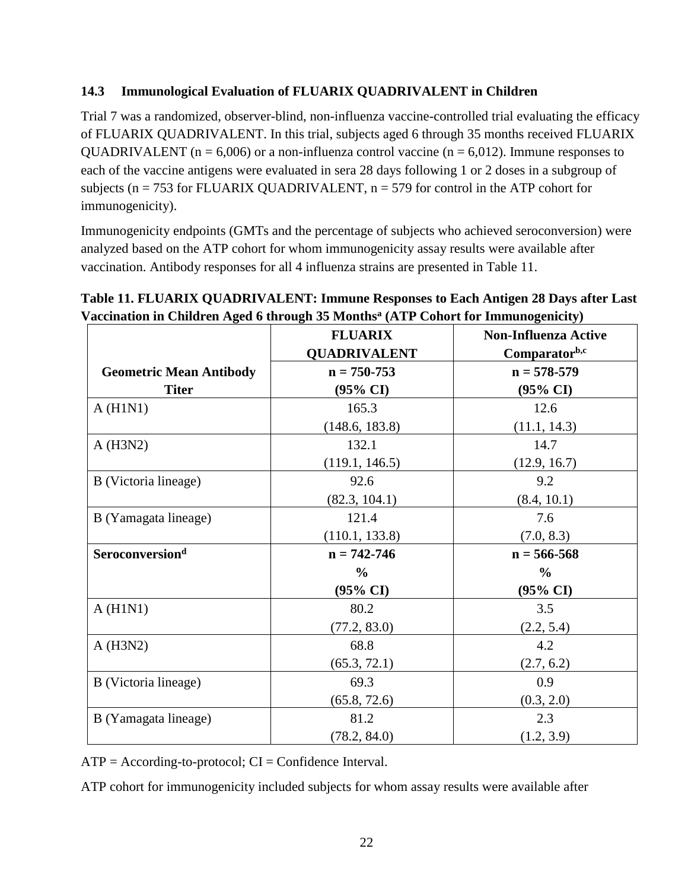### 14.3 Immunological Evaluation of FLUARIX QUADRIVALENT in Children

Trial 7 was a randomized, observer-blind, non-influenza vaccine-controlled trial evaluating the efficacy of FLUARIX QUADRIVALENT. In this trial, subjects aged 6 through 35 months received FLUARIX QUADRIVALENT (n = 6,006) or a non-influenza control vaccine (n = 6,012). Immune responses to each of the vaccine antigens were evaluated in sera 28 days following 1 or 2 doses in a subgroup of subjects (n = 753 for FLUARIX QUADRIVALENT, n = 579 for control in the ATP cohort for immunogenicity).

Immunogenicity endpoints (GMTs and the percentage of subjects who achieved seroconversion) were analyzed based on the ATP cohort for whom immunogenicity assay results were available after vaccination. Antibody responses for all 4 influenza strains are presented in Table 11.

**Table 11. FLUARIX QUADRIVALENT: Immune Responses to Each Antigen 28 Days after Last Vaccination in Children Aged 6 through 35 Months[a] (ATP Cohort for Immunogenicity)**

| | **FLUARIX QUADRIVALENT** | **Non-Influenza Active Comparator[b,c]** |
|---|---|---|
| **Geometric Mean Antibody Titer** | **n = 750-753 (95% CI)** | **n = 578-579 (95% CI)** |
| A (H1N1) | 165.3 (148.6, 183.8) | 12.6 (11.1, 14.3) |
| A (H3N2) | 132.1 (119.1, 146.5) | 14.7 (12.9, 16.7) |
| B (Victoria lineage) | 92.6 (82.3, 104.1) | 9.2 (8.4, 10.1) |
| B (Yamagata lineage) | 121.4 (110.1, 133.8) | 7.6 (7.0, 8.3) |
| **Seroconversion[d]** | **n = 742-746 % (95% CI)** | **n = 566-568 % (95% CI)** |
| A (H1N1) | 80.2 (77.2, 83.0) | 3.5 (2.2, 5.4) |
| A (H3N2) | 68.8 (65.3, 72.1) | 4.2 (2.7, 6.2) |
| B (Victoria lineage) | 69.3 (65.8, 72.6) | 0.9 (0.3, 2.0) |
| B (Yamagata lineage) | 81.2 (78.2, 84.0) | 2.3 (1.2, 3.9) |

ATP = According-to-protocol; CI = Confidence Interval.

ATP cohort for immunogenicity included subjects for whom assay results were available after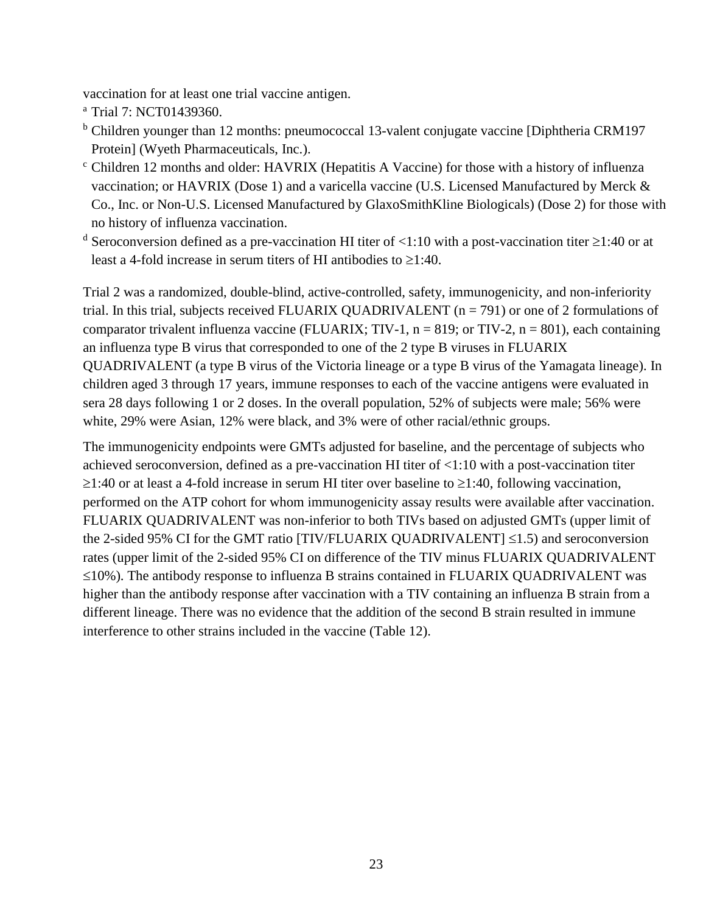vaccination for at least one trial vaccine antigen.

[a] Trial 7: NCT01439360.

[b] Children younger than 12 months: pneumococcal 13-valent conjugate vaccine [Diphtheria CRM197 Protein] (Wyeth Pharmaceuticals, Inc.).

[c] Children 12 months and older: HAVRIX (Hepatitis A Vaccine) for those with a history of influenza vaccination; or HAVRIX (Dose 1) and a varicella vaccine (U.S. Licensed Manufactured by Merck & Co., Inc. or Non-U.S. Licensed Manufactured by GlaxoSmithKline Biologicals) (Dose 2) for those with no history of influenza vaccination.

[d] Seroconversion defined as a pre-vaccination HI titer of <1:10 with a post-vaccination titer ≥1:40 or at least a 4-fold increase in serum titers of HI antibodies to ≥1:40.

Trial 2 was a randomized, double-blind, active-controlled, safety, immunogenicity, and non-inferiority trial. In this trial, subjects received FLUARIX QUADRIVALENT (n = 791) or one of 2 formulations of comparator trivalent influenza vaccine (FLUARIX; TIV-1, n = 819; or TIV-2, n = 801), each containing an influenza type B virus that corresponded to one of the 2 type B viruses in FLUARIX QUADRIVALENT (a type B virus of the Victoria lineage or a type B virus of the Yamagata lineage). In children aged 3 through 17 years, immune responses to each of the vaccine antigens were evaluated in sera 28 days following 1 or 2 doses. In the overall population, 52% of subjects were male; 56% were white, 29% were Asian, 12% were black, and 3% were of other racial/ethnic groups.

The immunogenicity endpoints were GMTs adjusted for baseline, and the percentage of subjects who achieved seroconversion, defined as a pre-vaccination HI titer of <1:10 with a post-vaccination titer ≥1:40 or at least a 4-fold increase in serum HI titer over baseline to ≥1:40, following vaccination, performed on the ATP cohort for whom immunogenicity assay results were available after vaccination. FLUARIX QUADRIVALENT was non-inferior to both TIVs based on adjusted GMTs (upper limit of the 2-sided 95% CI for the GMT ratio [TIV/FLUARIX QUADRIVALENT] ≤1.5) and seroconversion rates (upper limit of the 2-sided 95% CI on difference of the TIV minus FLUARIX QUADRIVALENT ≤10%). The antibody response to influenza B strains contained in FLUARIX QUADRIVALENT was higher than the antibody response after vaccination with a TIV containing an influenza B strain from a different lineage. There was no evidence that the addition of the second B strain resulted in immune interference to other strains included in the vaccine (Table 12).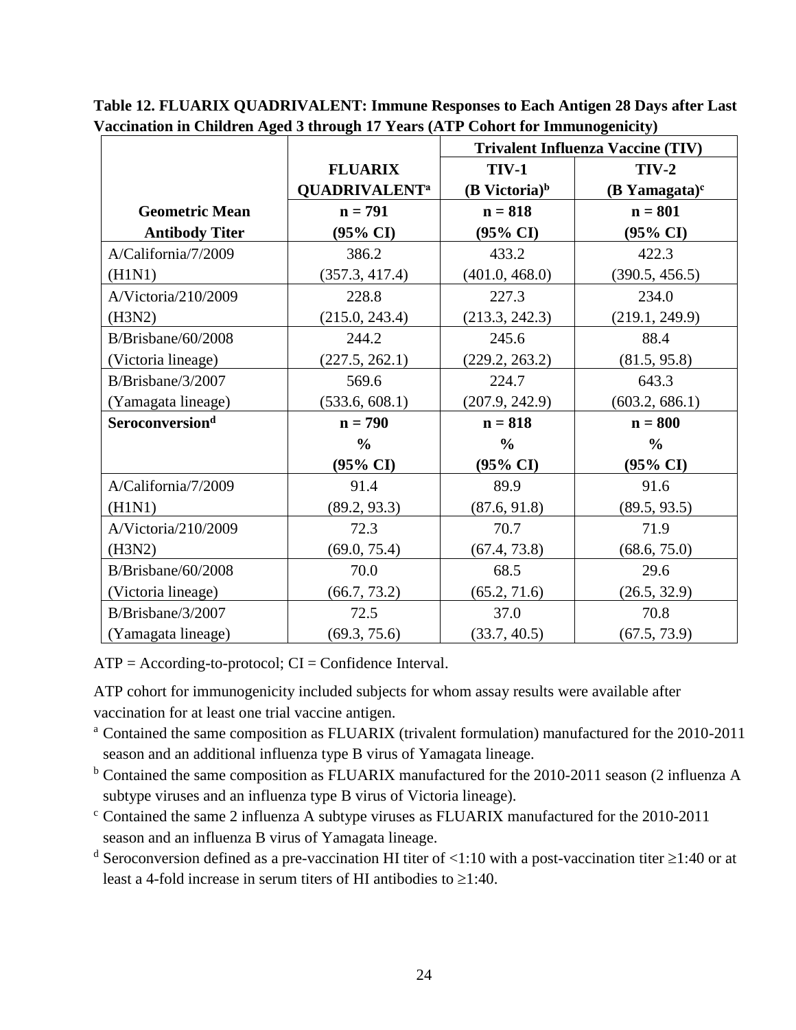**Table 12. FLUARIX QUADRIVALENT: Immune Responses to Each Antigen 28 Days after Last Vaccination in Children Aged 3 through 17 Years (ATP Cohort for Immunogenicity)**

| | | Trivalent Influenza Vaccine (TIV) | |
|---|---|---|---|
| | **FLUARIX QUADRIVALENT[a]** | **TIV-1 (B Victoria)[b]** | **TIV-2 (B Yamagata)[c]** |
| **Geometric Mean Antibody Titer** | **n = 791 (95% CI)** | **n = 818 (95% CI)** | **n = 801 (95% CI)** |
| A/California/7/2009 (H1N1) | 386.2 (357.3, 417.4) | 433.2 (401.0, 468.0) | 422.3 (390.5, 456.5) |
| A/Victoria/210/2009 (H3N2) | 228.8 (215.0, 243.4) | 227.3 (213.3, 242.3) | 234.0 (219.1, 249.9) |
| B/Brisbane/60/2008 (Victoria lineage) | 244.2 (227.5, 262.1) | 245.6 (229.2, 263.2) | 88.4 (81.5, 95.8) |
| B/Brisbane/3/2007 (Yamagata lineage) | 569.6 (533.6, 608.1) | 224.7 (207.9, 242.9) | 643.3 (603.2, 686.1) |
| **Seroconversion[d]** | **n = 790 % (95% CI)** | **n = 818 % (95% CI)** | **n = 800 % (95% CI)** |
| A/California/7/2009 (H1N1) | 91.4 (89.2, 93.3) | 89.9 (87.6, 91.8) | 91.6 (89.5, 93.5) |
| A/Victoria/210/2009 (H3N2) | 72.3 (69.0, 75.4) | 70.7 (67.4, 73.8) | 71.9 (68.6, 75.0) |
| B/Brisbane/60/2008 (Victoria lineage) | 70.0 (66.7, 73.2) | 68.5 (65.2, 71.6) | 29.6 (26.5, 32.9) |
| B/Brisbane/3/2007 (Yamagata lineage) | 72.5 (69.3, 75.6) | 37.0 (33.7, 40.5) | 70.8 (67.5, 73.9) |

ATP = According-to-protocol; CI = Confidence Interval.

ATP cohort for immunogenicity included subjects for whom assay results were available after vaccination for at least one trial vaccine antigen.

[a] Contained the same composition as FLUARIX (trivalent formulation) manufactured for the 2010-2011 season and an additional influenza type B virus of Yamagata lineage.

[b] Contained the same composition as FLUARIX manufactured for the 2010-2011 season (2 influenza A subtype viruses and an influenza type B virus of Victoria lineage).

[c] Contained the same 2 influenza A subtype viruses as FLUARIX manufactured for the 2010-2011 season and an influenza B virus of Yamagata lineage.

[d] Seroconversion defined as a pre-vaccination HI titer of <1:10 with a post-vaccination titer ≥1:40 or at least a 4-fold increase in serum titers of HI antibodies to ≥1:40.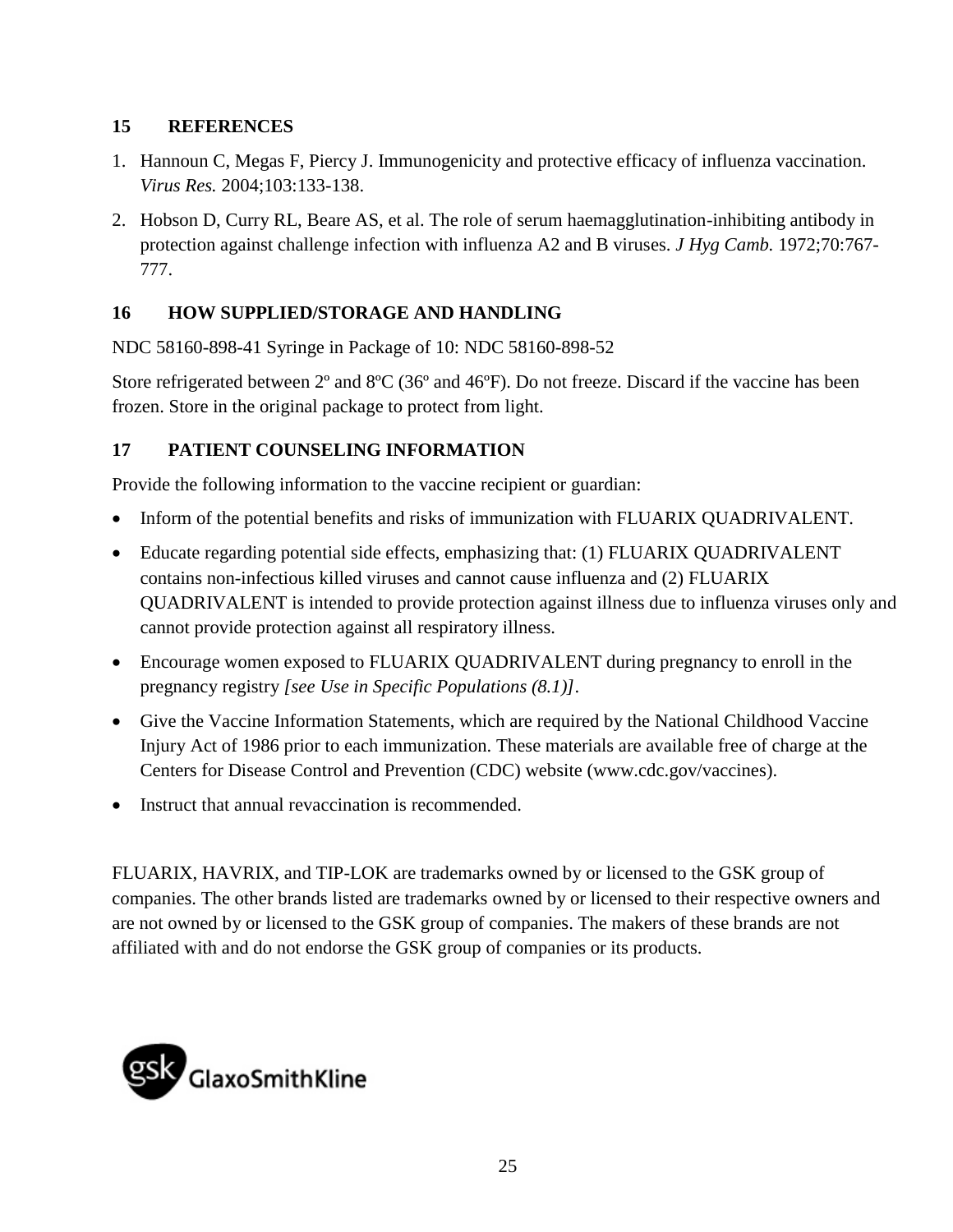## 15 REFERENCES

1. Hannoun C, Megas F, Piercy J. Immunogenicity and protective efficacy of influenza vaccination. *Virus Res.* 2004;103:133-138.
2. Hobson D, Curry RL, Beare AS, et al. The role of serum haemagglutination-inhibiting antibody in protection against challenge infection with influenza A2 and B viruses. *J Hyg Camb.* 1972;70:767-777.

## 16 HOW SUPPLIED/STORAGE AND HANDLING

NDC 58160-898-41 Syringe in Package of 10: NDC 58160-898-52

Store refrigerated between 2º and 8ºC (36º and 46ºF). Do not freeze. Discard if the vaccine has been frozen. Store in the original package to protect from light.

## 17 PATIENT COUNSELING INFORMATION

Provide the following information to the vaccine recipient or guardian:

- Inform of the potential benefits and risks of immunization with FLUARIX QUADRIVALENT.
- Educate regarding potential side effects, emphasizing that: (1) FLUARIX QUADRIVALENT contains non-infectious killed viruses and cannot cause influenza and (2) FLUARIX QUADRIVALENT is intended to provide protection against illness due to influenza viruses only and cannot provide protection against all respiratory illness.
- Encourage women exposed to FLUARIX QUADRIVALENT during pregnancy to enroll in the pregnancy registry *[see Use in Specific Populations (8.1)]*.
- Give the Vaccine Information Statements, which are required by the National Childhood Vaccine Injury Act of 1986 prior to each immunization. These materials are available free of charge at the Centers for Disease Control and Prevention (CDC) website (www.cdc.gov/vaccines).
- Instruct that annual revaccination is recommended.

FLUARIX, HAVRIX, and TIP-LOK are trademarks owned by or licensed to the GSK group of companies. The other brands listed are trademarks owned by or licensed to their respective owners and are not owned by or licensed to the GSK group of companies. The makers of these brands are not affiliated with and do not endorse the GSK group of companies or its products.

gsk GlaxoSmithKline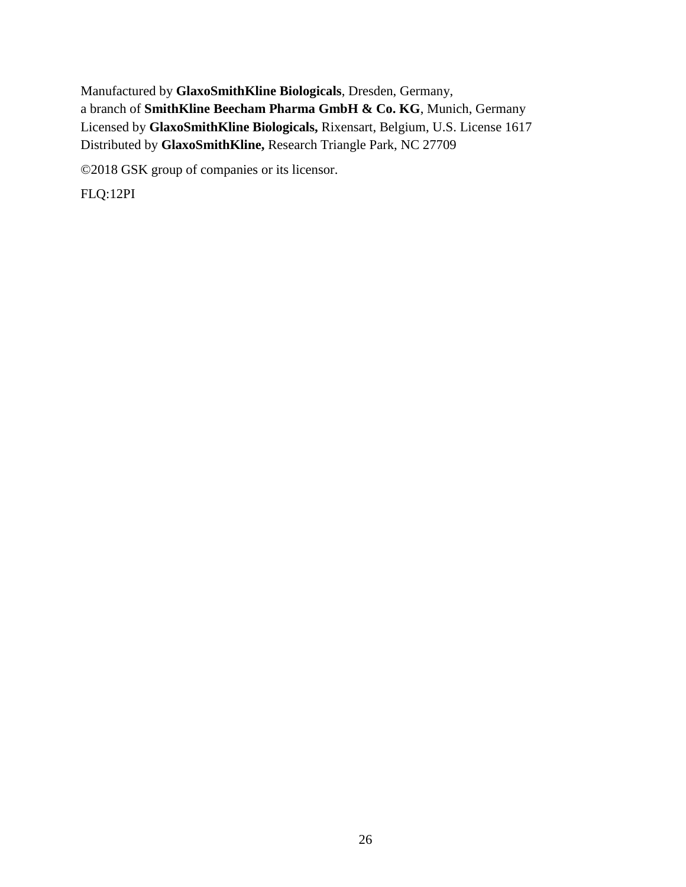Manufactured by **GlaxoSmithKline Biologicals**, Dresden, Germany,
a branch of **SmithKline Beecham Pharma GmbH & Co. KG**, Munich, Germany
Licensed by **GlaxoSmithKline Biologicals,** Rixensart, Belgium, U.S. License 1617
Distributed by **GlaxoSmithKline,** Research Triangle Park, NC 27709

©2018 GSK group of companies or its licensor.

FLQ:12PI